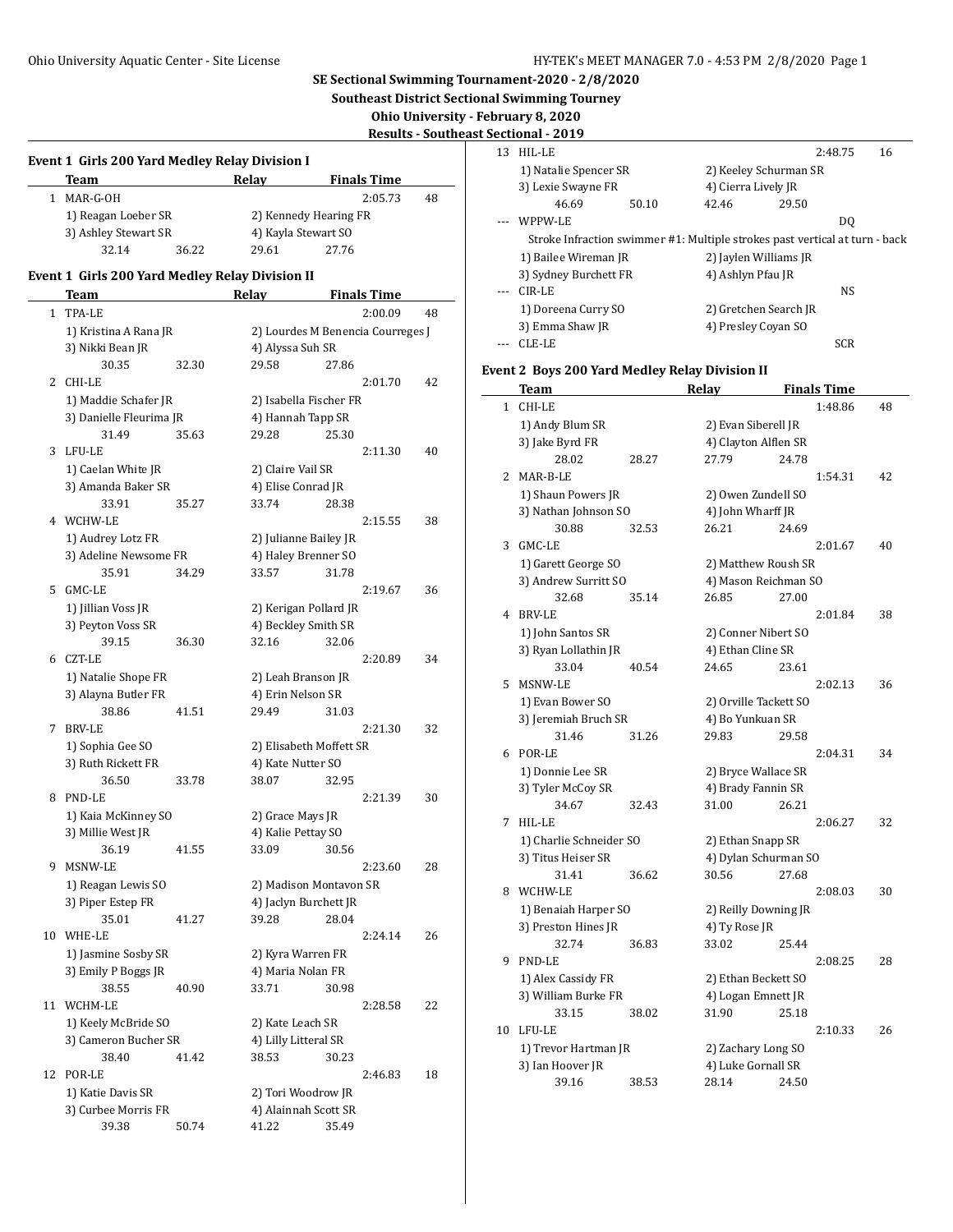## SE Sectional Swimming Tournament-2020 - 2/8/2020

### Southeast District Sectional Swimming Tourney

### Ohio University - February 8, 2020

### Results - Southeast Sectional - 2019

#### Event 1 Girls 200 Yard Medley Relay Division I

| | Team | Relay | Finals Time | |
|---|---|---|---|---|
| 1 | MAR-G-OH | | 2:05.73 | 48 |

1) Reagan Loeber SR, 2) Kennedy Hearing FR, 3) Ashley Stewart SR, 4) Kayla Stewart SO
32.14 36.22 29.61 27.76

#### Event 1 Girls 200 Yard Medley Relay Division II

| | Team | Relay | Finals Time | |
|---|---|---|---|---|
| 1 | TPA-LE | | 2:00.09 | 48 |
| 2 | CHI-LE | | 2:01.70 | 42 |
| 3 | LFU-LE | | 2:11.30 | 40 |
| 4 | WCHW-LE | | 2:15.55 | 38 |
| 5 | GMC-LE | | 2:19.67 | 36 |
| 6 | CZT-LE | | 2:20.89 | 34 |
| 7 | BRV-LE | | 2:21.30 | 32 |
| 8 | PND-LE | | 2:21.39 | 30 |
| 9 | MSNW-LE | | 2:23.60 | 28 |
| 10 | WHE-LE | | 2:24.14 | 26 |
| 11 | WCHM-LE | | 2:28.58 | 22 |
| 12 | POR-LE | | 2:46.83 | 18 |
| 13 | HIL-LE | | 2:48.75 | 16 |
| --- | WPPW-LE | | DQ | |
| --- | CIR-LE | | NS | |
| --- | CLE-LE | | SCR | |

1. TPA-LE: 1) Kristina A Rana JR, 2) Lourdes M Benencia Courreges J, 3) Nikki Bean JR, 4) Alyssa Suh SR — 30.35 32.30 29.58 27.86
2. CHI-LE: 1) Maddie Schafer JR, 2) Isabella Fischer FR, 3) Danielle Fleurima JR, 4) Hannah Tapp SR — 31.49 35.63 29.28 25.30
3. LFU-LE: 1) Caelan White JR, 2) Claire Vail SR, 3) Amanda Baker SR, 4) Elise Conrad JR — 33.91 35.27 33.74 28.38
4. WCHW-LE: 1) Audrey Lotz FR, 2) Julianne Bailey JR, 3) Adeline Newsome FR, 4) Haley Brenner SO — 35.91 34.29 33.57 31.78
5. GMC-LE: 1) Jillian Voss JR, 2) Kerigan Pollard JR, 3) Peyton Voss SR, 4) Beckley Smith SR — 39.15 36.30 32.16 32.06
6. CZT-LE: 1) Natalie Shope FR, 2) Leah Branson JR, 3) Alayna Butler FR, 4) Erin Nelson SR — 38.86 41.51 29.49 31.03
7. BRV-LE: 1) Sophia Gee SO, 2) Elisabeth Moffett SR, 3) Ruth Rickett FR, 4) Kate Nutter SO — 36.50 33.78 38.07 32.95
8. PND-LE: 1) Kaia McKinney SO, 2) Grace Mays JR, 3) Millie West JR, 4) Kalie Pettay SO — 36.19 41.55 33.09 30.56
9. MSNW-LE: 1) Reagan Lewis SO, 2) Madison Montavon SR, 3) Piper Estep FR, 4) Jaclyn Burchett JR — 35.01 41.27 39.28 28.04
10. WHE-LE: 1) Jasmine Sosby SR, 2) Kyra Warren FR, 3) Emily P Boggs JR, 4) Maria Nolan FR — 38.55 40.90 33.71 30.98
11. WCHM-LE: 1) Keely McBride SO, 2) Kate Leach SR, 3) Cameron Bucher SR, 4) Lilly Litteral SR — 38.40 41.42 38.53 30.23
12. POR-LE: 1) Katie Davis SR, 2) Tori Woodrow JR, 3) Curbee Morris FR, 4) Alainnah Scott SR — 39.38 50.74 41.22 35.49
13. HIL-LE: 1) Natalie Spencer SR, 2) Keeley Schurman SR, 3) Lexie Swayne FR, 4) Cierra Lively JR — 46.69 50.10 42.46 29.50

--- WPPW-LE: Stroke Infraction swimmer #1: Multiple strokes past vertical at turn - back
1) Bailee Wireman JR, 2) Jaylen Williams JR, 3) Sydney Burchett FR, 4) Ashlyn Pfau JR

--- CIR-LE: 1) Doreena Curry SO, 2) Gretchen Search JR, 3) Emma Shaw JR, 4) Presley Coyan SO

#### Event 2 Boys 200 Yard Medley Relay Division II

| | Team | Relay | Finals Time | |
|---|---|---|---|---|
| 1 | CHI-LE | | 1:48.86 | 48 |
| 2 | MAR-B-LE | | 1:54.31 | 42 |
| 3 | GMC-LE | | 2:01.67 | 40 |
| 4 | BRV-LE | | 2:01.84 | 38 |
| 5 | MSNW-LE | | 2:02.13 | 36 |
| 6 | POR-LE | | 2:04.31 | 34 |
| 7 | HIL-LE | | 2:06.27 | 32 |
| 8 | WCHW-LE | | 2:08.03 | 30 |
| 9 | PND-LE | | 2:08.25 | 28 |
| 10 | LFU-LE | | 2:10.33 | 26 |

1. CHI-LE: 1) Andy Blum SR, 2) Evan Siberell JR, 3) Jake Byrd FR, 4) Clayton Alflen SR — 28.02 28.27 27.79 24.78
2. MAR-B-LE: 1) Shaun Powers JR, 2) Owen Zundell SO, 3) Nathan Johnson SO, 4) John Wharff JR — 30.88 32.53 26.21 24.69
3. GMC-LE: 1) Garett George SO, 2) Matthew Roush SR, 3) Andrew Surritt SO, 4) Mason Reichman SO — 32.68 35.14 26.85 27.00
4. BRV-LE: 1) John Santos SR, 2) Conner Nibert SO, 3) Ryan Lollathin JR, 4) Ethan Cline SR — 33.04 40.54 24.65 23.61
5. MSNW-LE: 1) Evan Bower SO, 2) Orville Tackett SO, 3) Jeremiah Bruch SR, 4) Bo Yunkuan SR — 31.46 31.26 29.83 29.58
6. POR-LE: 1) Donnie Lee SR, 2) Bryce Wallace SR, 3) Tyler McCoy SR, 4) Brady Fannin SR — 34.67 32.43 31.00 26.21
7. HIL-LE: 1) Charlie Schneider SO, 2) Ethan Snapp SR, 3) Titus Heiser SR, 4) Dylan Schurman SO — 31.41 36.62 30.56 27.68
8. WCHW-LE: 1) Benaiah Harper SO, 2) Reilly Downing JR, 3) Preston Hines JR, 4) Ty Rose JR — 32.74 36.83 33.02 25.44
9. PND-LE: 1) Alex Cassidy FR, 2) Ethan Beckett SO, 3) William Burke FR, 4) Logan Emnett JR — 33.15 38.02 31.90 25.18
10. LFU-LE: 1) Trevor Hartman JR, 2) Zachary Long SO, 3) Ian Hoover JR, 4) Luke Gornall SR — 39.16 38.53 28.14 24.50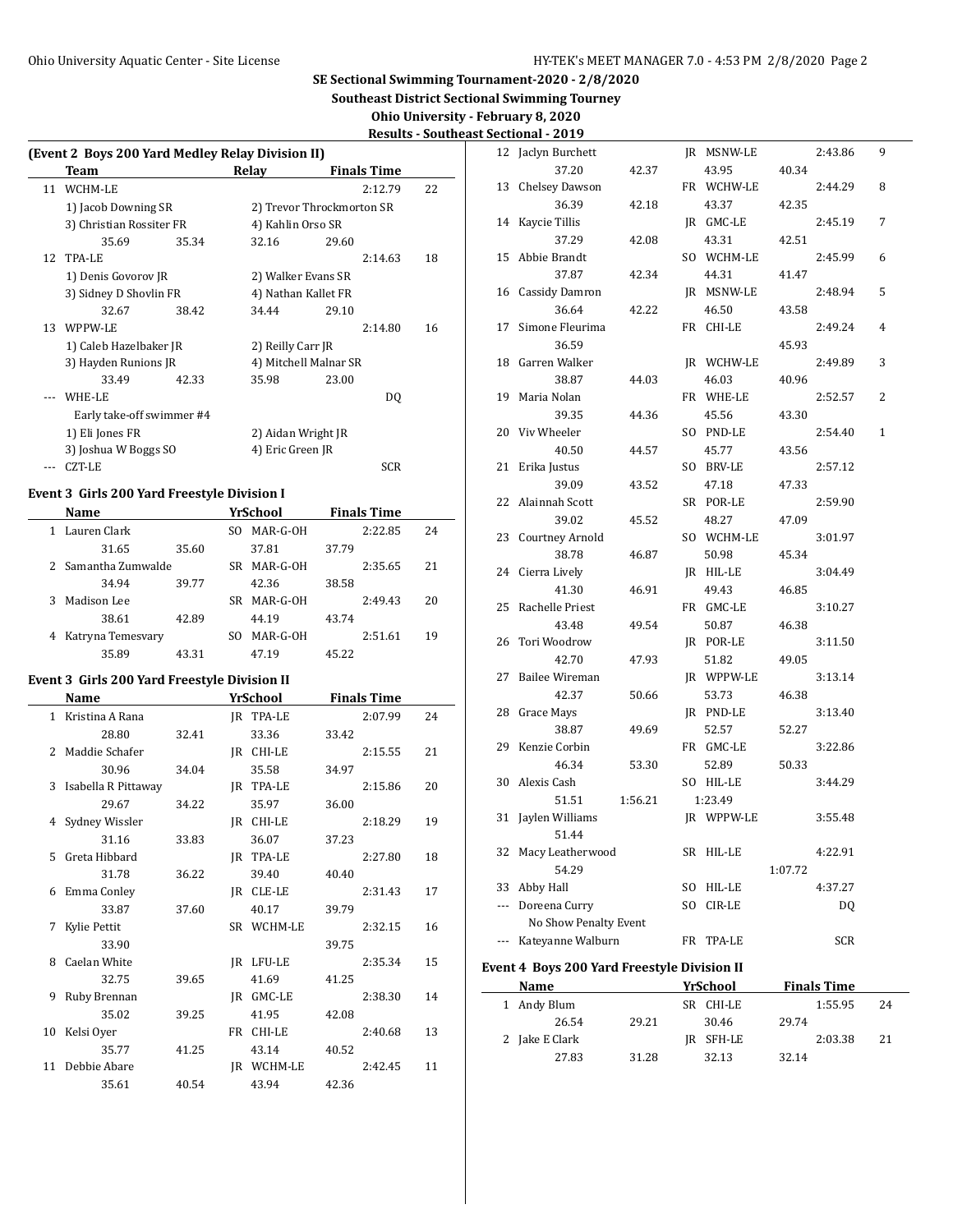# SE Sectional Swimming Tournament-2020 - 2/8/2020

## Southeast District Sectional Swimming Tourney

### Ohio University - February 8, 2020

### Results - Southeast Sectional - 2019

**(Event 2 Boys 200 Yard Medley Relay Division II)**

| | Team | | Relay | | Finals Time | |
|---|---|---|---|---|---|---|
| 11 | WCHM-LE | | | | 2:12.79 | 22 |
| | 1) Jacob Downing SR | | 2) Trevor Throckmorton SR | | | |
| | 3) Christian Rossiter FR | | 4) Kahlin Orso SR | | | |
| | 35.69 | 35.34 | 32.16 | 29.60 | | |
| 12 | TPA-LE | | | | 2:14.63 | 18 |
| | 1) Denis Govorov JR | | 2) Walker Evans SR | | | |
| | 3) Sidney D Shovlin FR | | 4) Nathan Kallet FR | | | |
| | 32.67 | 38.42 | 34.44 | 29.10 | | |
| 13 | WPPW-LE | | | | 2:14.80 | 16 |
| | 1) Caleb Hazelbaker JR | | 2) Reilly Carr JR | | | |
| | 3) Hayden Runions JR | | 4) Mitchell Malnar SR | | | |
| | 33.49 | 42.33 | 35.98 | 23.00 | | |
| --- | WHE-LE | | | | DQ | |
| | Early take-off swimmer #4 | | | | | |
| | 1) Eli Jones FR | | 2) Aidan Wright JR | | | |
| | 3) Joshua W Boggs SO | | 4) Eric Green JR | | | |
| --- | CZT-LE | | | | SCR | |

**Event 3 Girls 200 Yard Freestyle Division I**

| | Name | | YrSchool | | Finals Time | |
|---|---|---|---|---|---|---|
| 1 | Lauren Clark | | SO MAR-G-OH | | 2:22.85 | 24 |
| | 31.65 | 35.60 | 37.81 | 37.79 | | |
| 2 | Samantha Zumwalde | | SR MAR-G-OH | | 2:35.65 | 21 |
| | 34.94 | 39.77 | 42.36 | 38.58 | | |
| 3 | Madison Lee | | SR MAR-G-OH | | 2:49.43 | 20 |
| | 38.61 | 42.89 | 44.19 | 43.74 | | |
| 4 | Katryna Temesvary | | SO MAR-G-OH | | 2:51.61 | 19 |
| | 35.89 | 43.31 | 47.19 | 45.22 | | |

**Event 3 Girls 200 Yard Freestyle Division II**

| | Name | | YrSchool | | Finals Time | |
|---|---|---|---|---|---|---|
| 1 | Kristina A Rana | | JR TPA-LE | | 2:07.99 | 24 |
| | 28.80 | 32.41 | 33.36 | 33.42 | | |
| 2 | Maddie Schafer | | JR CHI-LE | | 2:15.55 | 21 |
| | 30.96 | 34.04 | 35.58 | 34.97 | | |
| 3 | Isabella R Pittaway | | JR TPA-LE | | 2:15.86 | 20 |
| | 29.67 | 34.22 | 35.97 | 36.00 | | |
| 4 | Sydney Wissler | | JR CHI-LE | | 2:18.29 | 19 |
| | 31.16 | 33.83 | 36.07 | 37.23 | | |
| 5 | Greta Hibbard | | JR TPA-LE | | 2:27.80 | 18 |
| | 31.78 | 36.22 | 39.40 | 40.40 | | |
| 6 | Emma Conley | | JR CLE-LE | | 2:31.43 | 17 |
| | 33.87 | 37.60 | 40.17 | 39.79 | | |
| 7 | Kylie Pettit | | SR WCHM-LE | | 2:32.15 | 16 |
| | 33.90 | | | 39.75 | | |
| 8 | Caelan White | | JR LFU-LE | | 2:35.34 | 15 |
| | 32.75 | 39.65 | 41.69 | 41.25 | | |
| 9 | Ruby Brennan | | JR GMC-LE | | 2:38.30 | 14 |
| | 35.02 | 39.25 | 41.95 | 42.08 | | |
| 10 | Kelsi Oyer | | FR CHI-LE | | 2:40.68 | 13 |
| | 35.77 | 41.25 | 43.14 | 40.52 | | |
| 11 | Debbie Abare | | JR WCHM-LE | | 2:42.45 | 11 |
| | 35.61 | 40.54 | 43.94 | 42.36 | | |
| 12 | Jaclyn Burchett | | JR MSNW-LE | | 2:43.86 | 9 |
| | 37.20 | 42.37 | 43.95 | 40.34 | | |
| 13 | Chelsey Dawson | | FR WCHW-LE | | 2:44.29 | 8 |
| | 36.39 | 42.18 | 43.37 | 42.35 | | |
| 14 | Kaycie Tillis | | JR GMC-LE | | 2:45.19 | 7 |
| | 37.29 | 42.08 | 43.31 | 42.51 | | |
| 15 | Abbie Brandt | | SO WCHM-LE | | 2:45.99 | 6 |
| | 37.87 | 42.34 | 44.31 | 41.47 | | |
| 16 | Cassidy Damron | | JR MSNW-LE | | 2:48.94 | 5 |
| | 36.64 | 42.22 | 46.50 | 43.58 | | |
| 17 | Simone Fleurima | | FR CHI-LE | | 2:49.24 | 4 |
| | 36.59 | | | 45.93 | | |
| 18 | Garren Walker | | JR WCHW-LE | | 2:49.89 | 3 |
| | 38.87 | 44.03 | 46.03 | 40.96 | | |
| 19 | Maria Nolan | | FR WHE-LE | | 2:52.57 | 2 |
| | 39.35 | 44.36 | 45.56 | 43.30 | | |
| 20 | Viv Wheeler | | SO PND-LE | | 2:54.40 | 1 |
| | 40.50 | 44.57 | 45.77 | 43.56 | | |
| 21 | Erika Justus | | SO BRV-LE | | 2:57.12 | |
| | 39.09 | 43.52 | 47.18 | 47.33 | | |
| 22 | Alainnah Scott | | SR POR-LE | | 2:59.90 | |
| | 39.02 | 45.52 | 48.27 | 47.09 | | |
| 23 | Courtney Arnold | | SO WCHM-LE | | 3:01.97 | |
| | 38.78 | 46.87 | 50.98 | 45.34 | | |
| 24 | Cierra Lively | | JR HIL-LE | | 3:04.49 | |
| | 41.30 | 46.91 | 49.43 | 46.85 | | |
| 25 | Rachelle Priest | | FR GMC-LE | | 3:10.27 | |
| | 43.48 | 49.54 | 50.87 | 46.38 | | |
| 26 | Tori Woodrow | | JR POR-LE | | 3:11.50 | |
| | 42.70 | 47.93 | 51.82 | 49.05 | | |
| 27 | Bailee Wireman | | JR WPPW-LE | | 3:13.14 | |
| | 42.37 | 50.66 | 53.73 | 46.38 | | |
| 28 | Grace Mays | | JR PND-LE | | 3:13.40 | |
| | 38.87 | 49.69 | 52.57 | 52.27 | | |
| 29 | Kenzie Corbin | | FR GMC-LE | | 3:22.86 | |
| | 46.34 | 53.30 | 52.89 | 50.33 | | |
| 30 | Alexis Cash | | SO HIL-LE | | 3:44.29 | |
| | 51.51 | 1:56.21 | 1:23.49 | | | |
| 31 | Jaylen Williams | | JR WPPW-LE | | 3:55.48 | |
| | 51.44 | | | | | |
| 32 | Macy Leatherwood | | SR HIL-LE | | 4:22.91 | |
| | 54.29 | | | 1:07.72 | | |
| 33 | Abby Hall | | SO HIL-LE | | 4:37.27 | |
| --- | Doreena Curry | | SO CIR-LE | | DQ | |
| | No Show Penalty Event | | | | | |
| --- | Kateyanne Walburn | | FR TPA-LE | | SCR | |

**Event 4 Boys 200 Yard Freestyle Division II**

| | Name | | YrSchool | | Finals Time | |
|---|---|---|---|---|---|---|
| 1 | Andy Blum | | SR CHI-LE | | 1:55.95 | 24 |
| | 26.54 | 29.21 | 30.46 | 29.74 | | |
| 2 | Jake E Clark | | JR SFH-LE | | 2:03.38 | 21 |
| | 27.83 | 31.28 | 32.13 | 32.14 | | |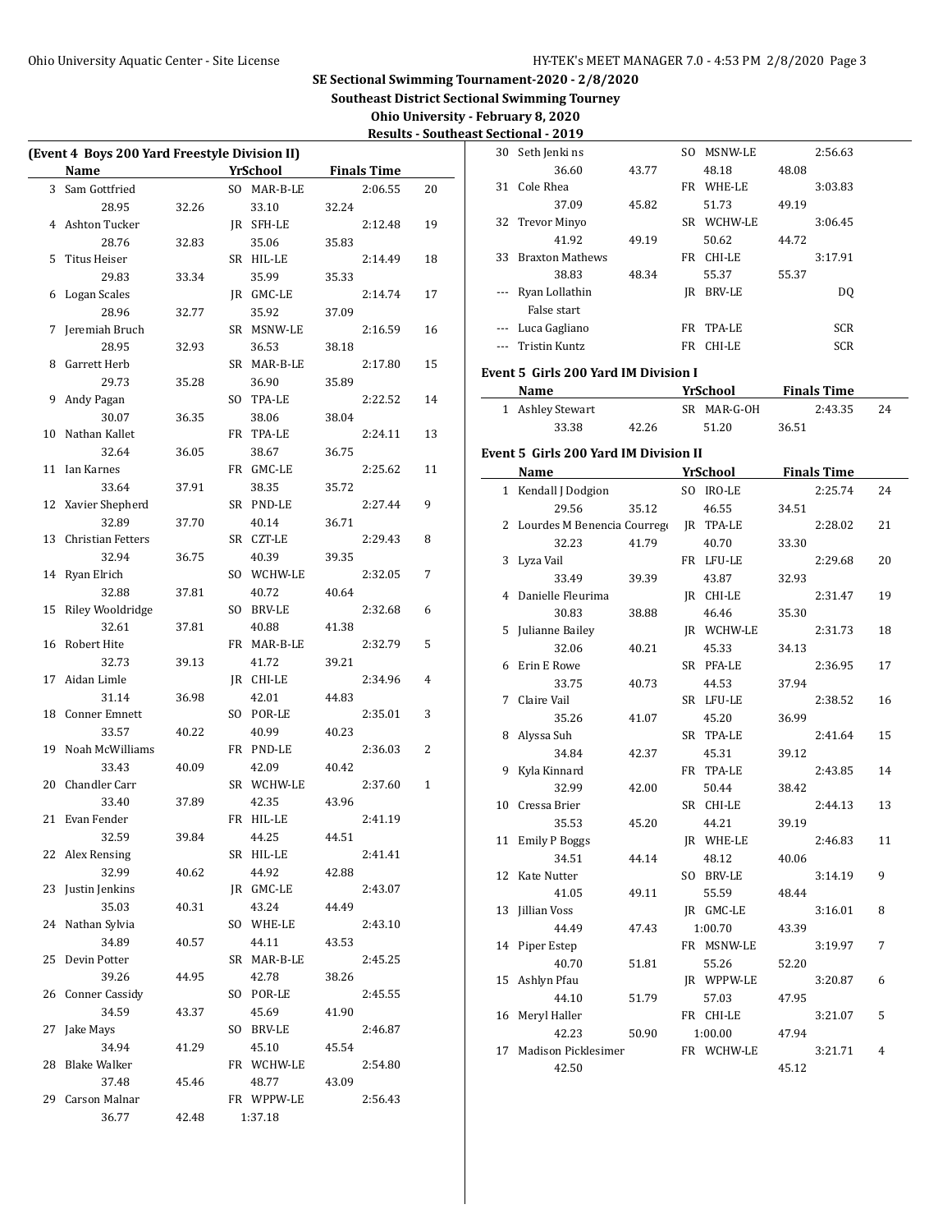# SE Sectional Swimming Tournament-2020 - 2/8/2020

## Southeast District Sectional Swimming Tourney

### Ohio University - February 8, 2020

### Results - Southeast Sectional - 2019

**(Event 4 Boys 200 Yard Freestyle Division II)**

| | Name | Yr | School | Finals Time | Points |
|---|---|---|---|---|---|
| 3 | Sam Gottfried | SO | MAR-B-LE | 2:06.55 | 20 |
| | 28.95 | 32.26 | 33.10 | 32.24 | |
| 4 | Ashton Tucker | JR | SFH-LE | 2:12.48 | 19 |
| | 28.76 | 32.83 | 35.06 | 35.83 | |
| 5 | Titus Heiser | SR | HIL-LE | 2:14.49 | 18 |
| | 29.83 | 33.34 | 35.99 | 35.33 | |
| 6 | Logan Scales | JR | GMC-LE | 2:14.74 | 17 |
| | 28.96 | 32.77 | 35.92 | 37.09 | |
| 7 | Jeremiah Bruch | SR | MSNW-LE | 2:16.59 | 16 |
| | 28.95 | 32.93 | 36.53 | 38.18 | |
| 8 | Garrett Herb | SR | MAR-B-LE | 2:17.80 | 15 |
| | 29.73 | 35.28 | 36.90 | 35.89 | |
| 9 | Andy Pagan | SO | TPA-LE | 2:22.52 | 14 |
| | 30.07 | 36.35 | 38.06 | 38.04 | |
| 10 | Nathan Kallet | FR | TPA-LE | 2:24.11 | 13 |
| | 32.64 | 36.05 | 38.67 | 36.75 | |
| 11 | Ian Karnes | FR | GMC-LE | 2:25.62 | 11 |
| | 33.64 | 37.91 | 38.35 | 35.72 | |
| 12 | Xavier Shepherd | SR | PND-LE | 2:27.44 | 9 |
| | 32.89 | 37.70 | 40.14 | 36.71 | |
| 13 | Christian Fetters | SR | CZT-LE | 2:29.43 | 8 |
| | 32.94 | 36.75 | 40.39 | 39.35 | |
| 14 | Ryan Elrich | SO | WCHW-LE | 2:32.05 | 7 |
| | 32.88 | 37.81 | 40.72 | 40.64 | |
| 15 | Riley Wooldridge | SO | BRV-LE | 2:32.68 | 6 |
| | 32.61 | 37.81 | 40.88 | 41.38 | |
| 16 | Robert Hite | FR | MAR-B-LE | 2:32.79 | 5 |
| | 32.73 | 39.13 | 41.72 | 39.21 | |
| 17 | Aidan Limle | JR | CHI-LE | 2:34.96 | 4 |
| | 31.14 | 36.98 | 42.01 | 44.83 | |
| 18 | Conner Emnett | SO | POR-LE | 2:35.01 | 3 |
| | 33.57 | 40.22 | 40.99 | 40.23 | |
| 19 | Noah McWilliams | FR | PND-LE | 2:36.03 | 2 |
| | 33.43 | 40.09 | 42.09 | 40.42 | |
| 20 | Chandler Carr | SR | WCHW-LE | 2:37.60 | 1 |
| | 33.40 | 37.89 | 42.35 | 43.96 | |
| 21 | Evan Fender | FR | HIL-LE | 2:41.19 | |
| | 32.59 | 39.84 | 44.25 | 44.51 | |
| 22 | Alex Rensing | SR | HIL-LE | 2:41.41 | |
| | 32.99 | 40.62 | 44.92 | 42.88 | |
| 23 | Justin Jenkins | JR | GMC-LE | 2:43.07 | |
| | 35.03 | 40.31 | 43.24 | 44.49 | |
| 24 | Nathan Sylvia | SO | WHE-LE | 2:43.10 | |
| | 34.89 | 40.57 | 44.11 | 43.53 | |
| 25 | Devin Potter | SR | MAR-B-LE | 2:45.25 | |
| | 39.26 | 44.95 | 42.78 | 38.26 | |
| 26 | Conner Cassidy | SO | POR-LE | 2:45.55 | |
| | 34.59 | 43.37 | 45.69 | 41.90 | |
| 27 | Jake Mays | SO | BRV-LE | 2:46.87 | |
| | 34.94 | 41.29 | 45.10 | 45.54 | |
| 28 | Blake Walker | FR | WCHW-LE | 2:54.80 | |
| | 37.48 | 45.46 | 48.77 | 43.09 | |
| 29 | Carson Malnar | FR | WPPW-LE | 2:56.43 | |
| | 36.77 | 42.48 | 1:37.18 | | |
| 30 | Seth Jenkins | SO | MSNW-LE | 2:56.63 | |
| | 36.60 | 43.77 | 48.18 | 48.08 | |
| 31 | Cole Rhea | FR | WHE-LE | 3:03.83 | |
| | 37.09 | 45.82 | 51.73 | 49.19 | |
| 32 | Trevor Minyo | SR | WCHW-LE | 3:06.45 | |
| | 41.92 | 49.19 | 50.62 | 44.72 | |
| 33 | Braxton Mathews | FR | CHI-LE | 3:17.91 | |
| | 38.83 | 48.34 | 55.37 | 55.37 | |
| --- | Ryan Lollathin | JR | BRV-LE | DQ | |
| | False start | | | | |
| --- | Luca Gagliano | FR | TPA-LE | SCR | |
| --- | Tristin Kuntz | FR | CHI-LE | SCR | |

**Event 5 Girls 200 Yard IM Division I**

| | Name | Yr | School | Finals Time | Points |
|---|---|---|---|---|---|
| 1 | Ashley Stewart | SR | MAR-G-OH | 2:43.35 | 24 |
| | 33.38 | 42.26 | 51.20 | 36.51 | |

**Event 5 Girls 200 Yard IM Division II**

| | Name | Yr | School | Finals Time | Points |
|---|---|---|---|---|---|
| 1 | Kendall J Dodgion | SO | IRO-LE | 2:25.74 | 24 |
| | 29.56 | 35.12 | 46.55 | 34.51 | |
| 2 | Lourdes M Benencia Courrege | JR | TPA-LE | 2:28.02 | 21 |
| | 32.23 | 41.79 | 40.70 | 33.30 | |
| 3 | Lyza Vail | FR | LFU-LE | 2:29.68 | 20 |
| | 33.49 | 39.39 | 43.87 | 32.93 | |
| 4 | Danielle Fleurima | JR | CHI-LE | 2:31.47 | 19 |
| | 30.83 | 38.88 | 46.46 | 35.30 | |
| 5 | Julianne Bailey | JR | WCHW-LE | 2:31.73 | 18 |
| | 32.06 | 40.21 | 45.33 | 34.13 | |
| 6 | Erin E Rowe | SR | PFA-LE | 2:36.95 | 17 |
| | 33.75 | 40.73 | 44.53 | 37.94 | |
| 7 | Claire Vail | SR | LFU-LE | 2:38.52 | 16 |
| | 35.26 | 41.07 | 45.20 | 36.99 | |
| 8 | Alyssa Suh | SR | TPA-LE | 2:41.64 | 15 |
| | 34.84 | 42.37 | 45.31 | 39.12 | |
| 9 | Kyla Kinnard | FR | TPA-LE | 2:43.85 | 14 |
| | 32.99 | 42.00 | 50.44 | 38.42 | |
| 10 | Cressa Brier | SR | CHI-LE | 2:44.13 | 13 |
| | 35.53 | 45.20 | 44.21 | 39.19 | |
| 11 | Emily P Boggs | JR | WHE-LE | 2:46.83 | 11 |
| | 34.51 | 44.14 | 48.12 | 40.06 | |
| 12 | Kate Nutter | SO | BRV-LE | 3:14.19 | 9 |
| | 41.05 | 49.11 | 55.59 | 48.44 | |
| 13 | Jillian Voss | JR | GMC-LE | 3:16.01 | 8 |
| | 44.49 | 47.43 | 1:00.70 | 43.39 | |
| 14 | Piper Estep | FR | MSNW-LE | 3:19.97 | 7 |
| | 40.70 | 51.81 | 55.26 | 52.20 | |
| 15 | Ashlyn Pfau | JR | WPPW-LE | 3:20.87 | 6 |
| | 44.10 | 51.79 | 57.03 | 47.95 | |
| 16 | Meryl Haller | FR | CHI-LE | 3:21.07 | 5 |
| | 42.23 | 50.90 | 1:00.00 | 47.94 | |
| 17 | Madison Picklesimer | FR | WCHW-LE | 3:21.71 | 4 |
| | 42.50 | | | 45.12 | |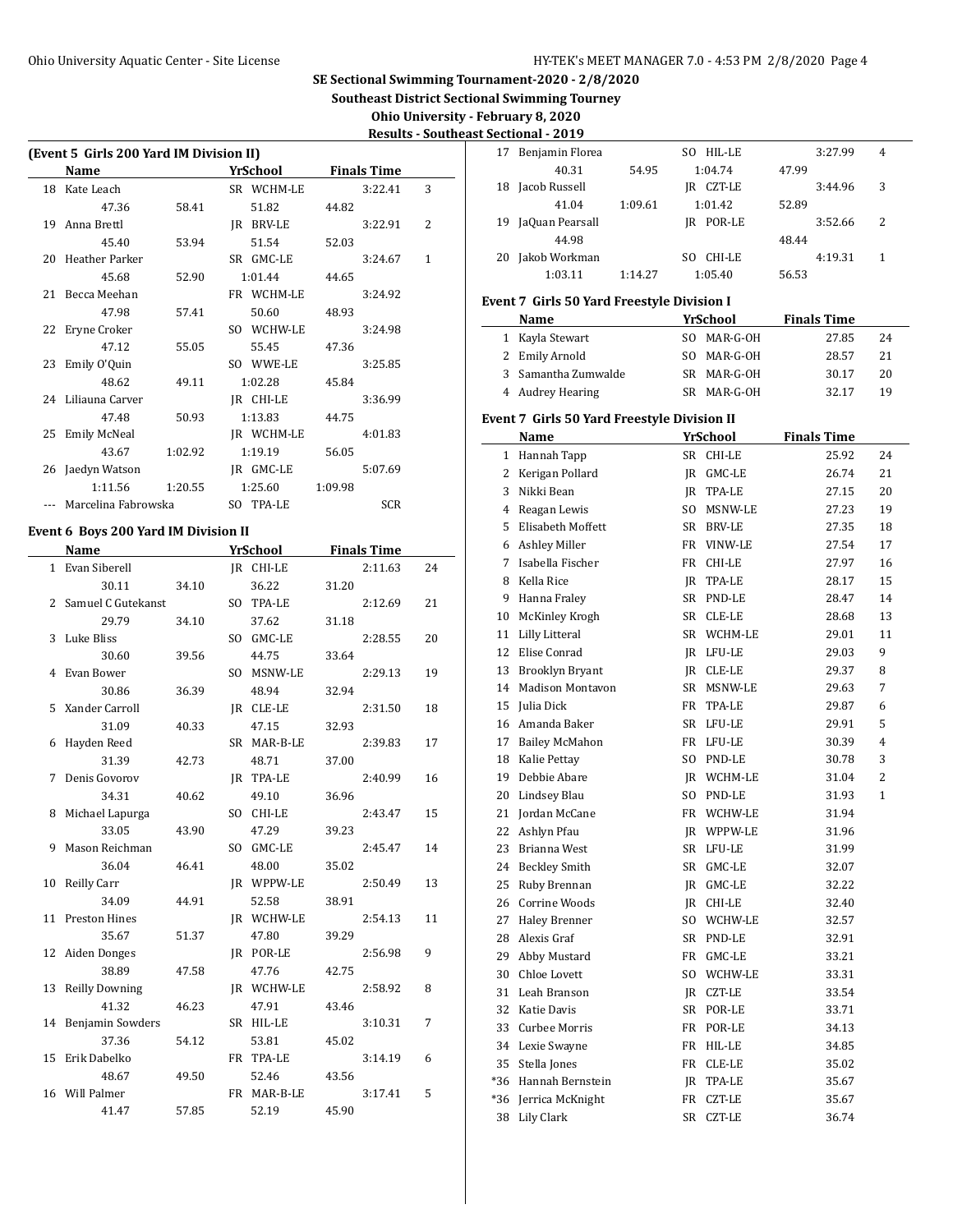# SE Sectional Swimming Tournament-2020 - 2/8/2020

**Southeast District Sectional Swimming Tourney**

**Ohio University - February 8, 2020**

**Results - Southeast Sectional - 2019**

## (Event 5 Girls 200 Yard IM Division II)

| | Name | | YrSchool | | Finals Time | |
|---|---|---|---|---|---|---|
| 18 | Kate Leach | | SR WCHM-LE | | 3:22.41 | 3 |
| | 47.36 | 58.41 | 51.82 | 44.82 | | |
| 19 | Anna Brettl | | JR BRV-LE | | 3:22.91 | 2 |
| | 45.40 | 53.94 | 51.54 | 52.03 | | |
| 20 | Heather Parker | | SR GMC-LE | | 3:24.67 | 1 |
| | 45.68 | 52.90 | 1:01.44 | 44.65 | | |
| 21 | Becca Meehan | | FR WCHM-LE | | 3:24.92 | |
| | 47.98 | 57.41 | 50.60 | 48.93 | | |
| 22 | Eryne Croker | | SO WCHW-LE | | 3:24.98 | |
| | 47.12 | 55.05 | 55.45 | 47.36 | | |
| 23 | Emily O'Quin | | SO WWE-LE | | 3:25.85 | |
| | 48.62 | 49.11 | 1:02.28 | 45.84 | | |
| 24 | Liliauna Carver | | JR CHI-LE | | 3:36.99 | |
| | 47.48 | 50.93 | 1:13.83 | 44.75 | | |
| 25 | Emily McNeal | | JR WCHM-LE | | 4:01.83 | |
| | 43.67 | 1:02.92 | 1:19.19 | 56.05 | | |
| 26 | Jaedyn Watson | | JR GMC-LE | | 5:07.69 | |
| | 1:11.56 | 1:20.55 | 1:25.60 | 1:09.98 | | |
| --- | Marcelina Fabrowska | | SO TPA-LE | | SCR | |

## Event 6 Boys 200 Yard IM Division II

| | Name | | YrSchool | | Finals Time | |
|---|---|---|---|---|---|---|
| 1 | Evan Siberell | | JR CHI-LE | | 2:11.63 | 24 |
| | 30.11 | 34.10 | 36.22 | 31.20 | | |
| 2 | Samuel C Gutekanst | | SO TPA-LE | | 2:12.69 | 21 |
| | 29.79 | 34.10 | 37.62 | 31.18 | | |
| 3 | Luke Bliss | | SO GMC-LE | | 2:28.55 | 20 |
| | 30.60 | 39.56 | 44.75 | 33.64 | | |
| 4 | Evan Bower | | SO MSNW-LE | | 2:29.13 | 19 |
| | 30.86 | 36.39 | 48.94 | 32.94 | | |
| 5 | Xander Carroll | | JR CLE-LE | | 2:31.50 | 18 |
| | 31.09 | 40.33 | 47.15 | 32.93 | | |
| 6 | Hayden Reed | | SR MAR-B-LE | | 2:39.83 | 17 |
| | 31.39 | 42.73 | 48.71 | 37.00 | | |
| 7 | Denis Govorov | | JR TPA-LE | | 2:40.99 | 16 |
| | 34.31 | 40.62 | 49.10 | 36.96 | | |
| 8 | Michael Lapurga | | SO CHI-LE | | 2:43.47 | 15 |
| | 33.05 | 43.90 | 47.29 | 39.23 | | |
| 9 | Mason Reichman | | SO GMC-LE | | 2:45.47 | 14 |
| | 36.04 | 46.41 | 48.00 | 35.02 | | |
| 10 | Reilly Carr | | JR WPPW-LE | | 2:50.49 | 13 |
| | 34.09 | 44.91 | 52.58 | 38.91 | | |
| 11 | Preston Hines | | JR WCHW-LE | | 2:54.13 | 11 |
| | 35.67 | 51.37 | 47.80 | 39.29 | | |
| 12 | Aiden Donges | | JR POR-LE | | 2:56.98 | 9 |
| | 38.89 | 47.58 | 47.76 | 42.75 | | |
| 13 | Reilly Downing | | JR WCHW-LE | | 2:58.92 | 8 |
| | 41.32 | 46.23 | 47.91 | 43.46 | | |
| 14 | Benjamin Sowders | | SR HIL-LE | | 3:10.31 | 7 |
| | 37.36 | 54.12 | 53.81 | 45.02 | | |
| 15 | Erik Dabelko | | FR TPA-LE | | 3:14.19 | 6 |
| | 48.67 | 49.50 | 52.46 | 43.56 | | |
| 16 | Will Palmer | | FR MAR-B-LE | | 3:17.41 | 5 |
| | 41.47 | 57.85 | 52.19 | 45.90 | | |
| 17 | Benjamin Florea | | SO HIL-LE | | 3:27.99 | 4 |
| | 40.31 | 54.95 | 1:04.74 | 47.99 | | |
| 18 | Jacob Russell | | JR CZT-LE | | 3:44.96 | 3 |
| | 41.04 | 1:09.61 | 1:01.42 | 52.89 | | |
| 19 | JaQuan Pearsall | | JR POR-LE | | 3:52.66 | 2 |
| | 44.98 | | | 48.44 | | |
| 20 | Jakob Workman | | SO CHI-LE | | 4:19.31 | 1 |
| | 1:03.11 | 1:14.27 | 1:05.40 | 56.53 | | |

## Event 7 Girls 50 Yard Freestyle Division I

| | Name | YrSchool | Finals Time | |
|---|---|---|---|---|
| 1 | Kayla Stewart | SO MAR-G-OH | 27.85 | 24 |
| 2 | Emily Arnold | SO MAR-G-OH | 28.57 | 21 |
| 3 | Samantha Zumwalde | SR MAR-G-OH | 30.17 | 20 |
| 4 | Audrey Hearing | SR MAR-G-OH | 32.17 | 19 |

## Event 7 Girls 50 Yard Freestyle Division II

| | Name | YrSchool | Finals Time | |
|---|---|---|---|---|
| 1 | Hannah Tapp | SR CHI-LE | 25.92 | 24 |
| 2 | Kerigan Pollard | JR GMC-LE | 26.74 | 21 |
| 3 | Nikki Bean | JR TPA-LE | 27.15 | 20 |
| 4 | Reagan Lewis | SO MSNW-LE | 27.23 | 19 |
| 5 | Elisabeth Moffett | SR BRV-LE | 27.35 | 18 |
| 6 | Ashley Miller | FR VINW-LE | 27.54 | 17 |
| 7 | Isabella Fischer | FR CHI-LE | 27.97 | 16 |
| 8 | Kella Rice | JR TPA-LE | 28.17 | 15 |
| 9 | Hanna Fraley | SR PND-LE | 28.47 | 14 |
| 10 | McKinley Krogh | SR CLE-LE | 28.68 | 13 |
| 11 | Lilly Litteral | SR WCHM-LE | 29.01 | 11 |
| 12 | Elise Conrad | JR LFU-LE | 29.03 | 9 |
| 13 | Brooklyn Bryant | JR CLE-LE | 29.37 | 8 |
| 14 | Madison Montavon | SR MSNW-LE | 29.63 | 7 |
| 15 | Julia Dick | FR TPA-LE | 29.87 | 6 |
| 16 | Amanda Baker | SR LFU-LE | 29.91 | 5 |
| 17 | Bailey McMahon | FR LFU-LE | 30.39 | 4 |
| 18 | Kalie Pettay | SO PND-LE | 30.78 | 3 |
| 19 | Debbie Abare | JR WCHM-LE | 31.04 | 2 |
| 20 | Lindsey Blau | SO PND-LE | 31.93 | 1 |
| 21 | Jordan McCane | FR WCHW-LE | 31.94 | |
| 22 | Ashlyn Pfau | JR WPPW-LE | 31.96 | |
| 23 | Brianna West | SR LFU-LE | 31.99 | |
| 24 | Beckley Smith | SR GMC-LE | 32.07 | |
| 25 | Ruby Brennan | JR GMC-LE | 32.22 | |
| 26 | Corrine Woods | JR CHI-LE | 32.40 | |
| 27 | Haley Brenner | SO WCHW-LE | 32.57 | |
| 28 | Alexis Graf | SR PND-LE | 32.91 | |
| 29 | Abby Mustard | FR GMC-LE | 33.21 | |
| 30 | Chloe Lovett | SO WCHW-LE | 33.31 | |
| 31 | Leah Branson | JR CZT-LE | 33.54 | |
| 32 | Katie Davis | SR POR-LE | 33.71 | |
| 33 | Curbee Morris | FR POR-LE | 34.13 | |
| 34 | Lexie Swayne | FR HIL-LE | 34.85 | |
| 35 | Stella Jones | FR CLE-LE | 35.02 | |
| *36 | Hannah Bernstein | JR TPA-LE | 35.67 | |
| *36 | Jerrica McKnight | FR CZT-LE | 35.67 | |
| 38 | Lily Clark | SR CZT-LE | 36.74 | |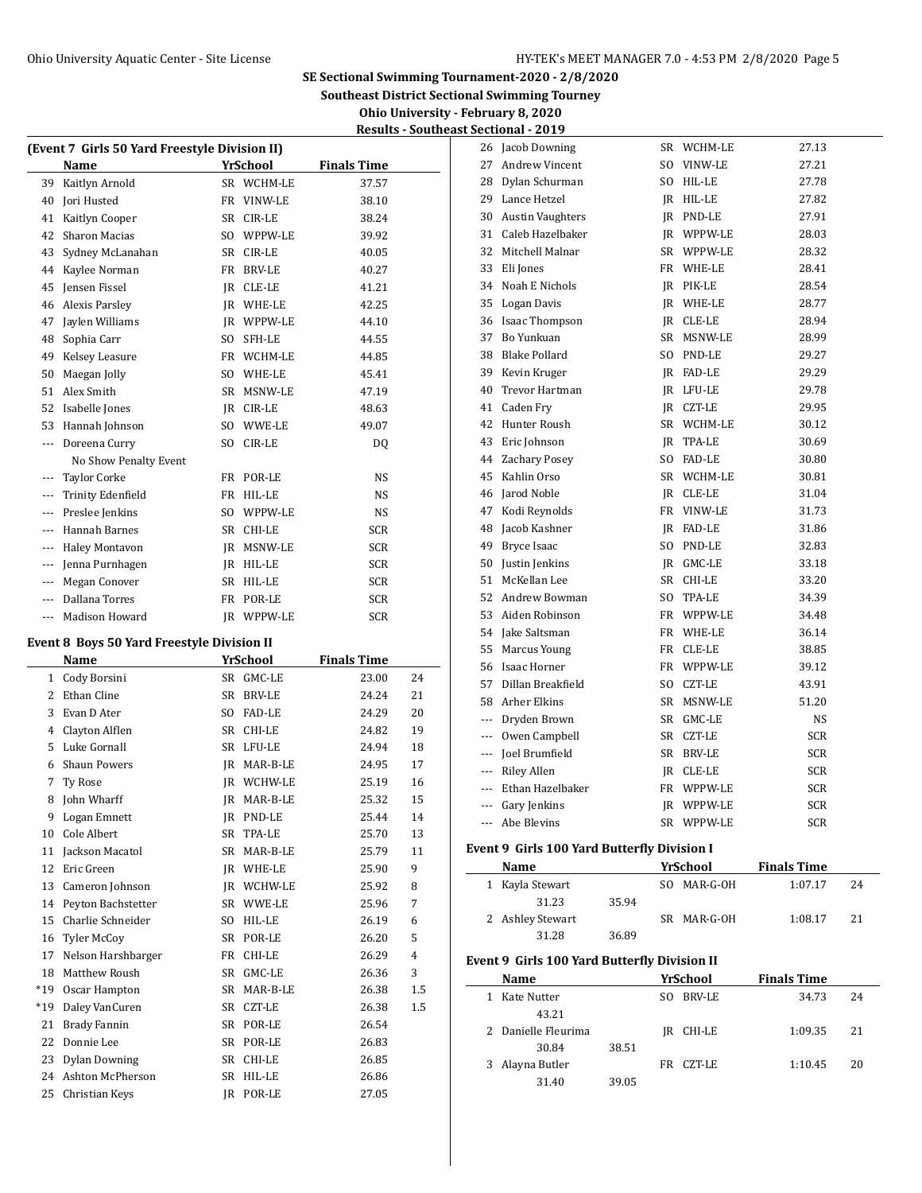## SE Sectional Swimming Tournament-2020 - 2/8/2020

**Southeast District Sectional Swimming Tourney**

**Ohio University - February 8, 2020**

**Results - Southeast Sectional - 2019**

### (Event 7 Girls 50 Yard Freestyle Division II)

| | Name | Yr | School | Finals Time |
|---|---|---|---|---|
| 39 | Kaitlyn Arnold | SR | WCHM-LE | 37.57 |
| 40 | Jori Husted | FR | VINW-LE | 38.10 |
| 41 | Kaitlyn Cooper | SR | CIR-LE | 38.24 |
| 42 | Sharon Macias | SO | WPPW-LE | 39.92 |
| 43 | Sydney McLanahan | SR | CIR-LE | 40.05 |
| 44 | Kaylee Norman | FR | BRV-LE | 40.27 |
| 45 | Jensen Fissel | JR | CLE-LE | 41.21 |
| 46 | Alexis Parsley | JR | WHE-LE | 42.25 |
| 47 | Jaylen Williams | JR | WPPW-LE | 44.10 |
| 48 | Sophia Carr | SO | SFH-LE | 44.55 |
| 49 | Kelsey Leasure | FR | WCHM-LE | 44.85 |
| 50 | Maegan Jolly | SO | WHE-LE | 45.41 |
| 51 | Alex Smith | SR | MSNW-LE | 47.19 |
| 52 | Isabelle Jones | JR | CIR-LE | 48.63 |
| 53 | Hannah Johnson | SO | WWE-LE | 49.07 |
| --- | Doreena Curry | SO | CIR-LE | DQ |
| | No Show Penalty Event | | | |
| --- | Taylor Corke | FR | POR-LE | NS |
| --- | Trinity Edenfield | FR | HIL-LE | NS |
| --- | Preslee Jenkins | SO | WPPW-LE | NS |
| --- | Hannah Barnes | SR | CHI-LE | SCR |
| --- | Haley Montavon | JR | MSNW-LE | SCR |
| --- | Jenna Purnhagen | JR | HIL-LE | SCR |
| --- | Megan Conover | SR | HIL-LE | SCR |
| --- | Dallana Torres | FR | POR-LE | SCR |
| --- | Madison Howard | JR | WPPW-LE | SCR |

### Event 8 Boys 50 Yard Freestyle Division II

| | Name | Yr | School | Finals Time | Points |
|---|---|---|---|---|---|
| 1 | Cody Borsini | SR | GMC-LE | 23.00 | 24 |
| 2 | Ethan Cline | SR | BRV-LE | 24.24 | 21 |
| 3 | Evan D Ater | SO | FAD-LE | 24.29 | 20 |
| 4 | Clayton Alflen | SR | CHI-LE | 24.82 | 19 |
| 5 | Luke Gornall | SR | LFU-LE | 24.94 | 18 |
| 6 | Shaun Powers | JR | MAR-B-LE | 24.95 | 17 |
| 7 | Ty Rose | JR | WCHW-LE | 25.19 | 16 |
| 8 | John Wharff | JR | MAR-B-LE | 25.32 | 15 |
| 9 | Logan Emnett | JR | PND-LE | 25.44 | 14 |
| 10 | Cole Albert | SR | TPA-LE | 25.70 | 13 |
| 11 | Jackson Macatol | SR | MAR-B-LE | 25.79 | 11 |
| 12 | Eric Green | JR | WHE-LE | 25.90 | 9 |
| 13 | Cameron Johnson | JR | WCHW-LE | 25.92 | 8 |
| 14 | Peyton Bachstetter | SR | WWE-LE | 25.96 | 7 |
| 15 | Charlie Schneider | SO | HIL-LE | 26.19 | 6 |
| 16 | Tyler McCoy | SR | POR-LE | 26.20 | 5 |
| 17 | Nelson Harshbarger | FR | CHI-LE | 26.29 | 4 |
| 18 | Matthew Roush | SR | GMC-LE | 26.36 | 3 |
| *19 | Oscar Hampton | SR | MAR-B-LE | 26.38 | 1.5 |
| *19 | Daley VanCuren | SR | CZT-LE | 26.38 | 1.5 |
| 21 | Brady Fannin | SR | POR-LE | 26.54 | |
| 22 | Donnie Lee | SR | POR-LE | 26.83 | |
| 23 | Dylan Downing | SR | CHI-LE | 26.85 | |
| 24 | Ashton McPherson | SR | HIL-LE | 26.86 | |
| 25 | Christian Keys | JR | POR-LE | 27.05 | |
| 26 | Jacob Downing | SR | WCHM-LE | 27.13 | |
| 27 | Andrew Vincent | SO | VINW-LE | 27.21 | |
| 28 | Dylan Schurman | SO | HIL-LE | 27.78 | |
| 29 | Lance Hetzel | JR | HIL-LE | 27.82 | |
| 30 | Austin Vaughters | JR | PND-LE | 27.91 | |
| 31 | Caleb Hazelbaker | JR | WPPW-LE | 28.03 | |
| 32 | Mitchell Malnar | SR | WPPW-LE | 28.32 | |
| 33 | Eli Jones | FR | WHE-LE | 28.41 | |
| 34 | Noah E Nichols | JR | PIK-LE | 28.54 | |
| 35 | Logan Davis | JR | WHE-LE | 28.77 | |
| 36 | Isaac Thompson | JR | CLE-LE | 28.94 | |
| 37 | Bo Yunkuan | SR | MSNW-LE | 28.99 | |
| 38 | Blake Pollard | SO | PND-LE | 29.27 | |
| 39 | Kevin Kruger | JR | FAD-LE | 29.29 | |
| 40 | Trevor Hartman | JR | LFU-LE | 29.78 | |
| 41 | Caden Fry | JR | CZT-LE | 29.95 | |
| 42 | Hunter Roush | SR | WCHM-LE | 30.12 | |
| 43 | Eric Johnson | JR | TPA-LE | 30.69 | |
| 44 | Zachary Posey | SO | FAD-LE | 30.80 | |
| 45 | Kahlin Orso | SR | WCHM-LE | 30.81 | |
| 46 | Jarod Noble | JR | CLE-LE | 31.04 | |
| 47 | Kodi Reynolds | FR | VINW-LE | 31.73 | |
| 48 | Jacob Kashner | JR | FAD-LE | 31.86 | |
| 49 | Bryce Isaac | SO | PND-LE | 32.83 | |
| 50 | Justin Jenkins | JR | GMC-LE | 33.18 | |
| 51 | McKellan Lee | SR | CHI-LE | 33.20 | |
| 52 | Andrew Bowman | SO | TPA-LE | 34.39 | |
| 53 | Aiden Robinson | FR | WPPW-LE | 34.48 | |
| 54 | Jake Saltsman | FR | WHE-LE | 36.14 | |
| 55 | Marcus Young | FR | CLE-LE | 38.85 | |
| 56 | Isaac Horner | FR | WPPW-LE | 39.12 | |
| 57 | Dillan Breakfield | SO | CZT-LE | 43.91 | |
| 58 | Arher Elkins | SR | MSNW-LE | 51.20 | |
| --- | Dryden Brown | SR | GMC-LE | NS | |
| --- | Owen Campbell | SR | CZT-LE | SCR | |
| --- | Joel Brumfield | SR | BRV-LE | SCR | |
| --- | Riley Allen | JR | CLE-LE | SCR | |
| --- | Ethan Hazelbaker | FR | WPPW-LE | SCR | |
| --- | Gary Jenkins | JR | WPPW-LE | SCR | |
| --- | Abe Blevins | SR | WPPW-LE | SCR | |

### Event 9 Girls 100 Yard Butterfly Division I

| | Name | | Yr | School | Finals Time | Points |
|---|---|---|---|---|---|---|
| 1 | Kayla Stewart | | SO | MAR-G-OH | 1:07.17 | 24 |
| | 31.23 | 35.94 | | | | |
| 2 | Ashley Stewart | | SR | MAR-G-OH | 1:08.17 | 21 |
| | 31.28 | 36.89 | | | | |

### Event 9 Girls 100 Yard Butterfly Division II

| | Name | | Yr | School | Finals Time | Points |
|---|---|---|---|---|---|---|
| 1 | Kate Nutter | | SO | BRV-LE | 34.73 | 24 |
| | 43.21 | | | | | |
| 2 | Danielle Fleurima | | JR | CHI-LE | 1:09.35 | 21 |
| | 30.84 | 38.51 | | | | |
| 3 | Alayna Butler | | FR | CZT-LE | 1:10.45 | 20 |
| | 31.40 | 39.05 | | | | |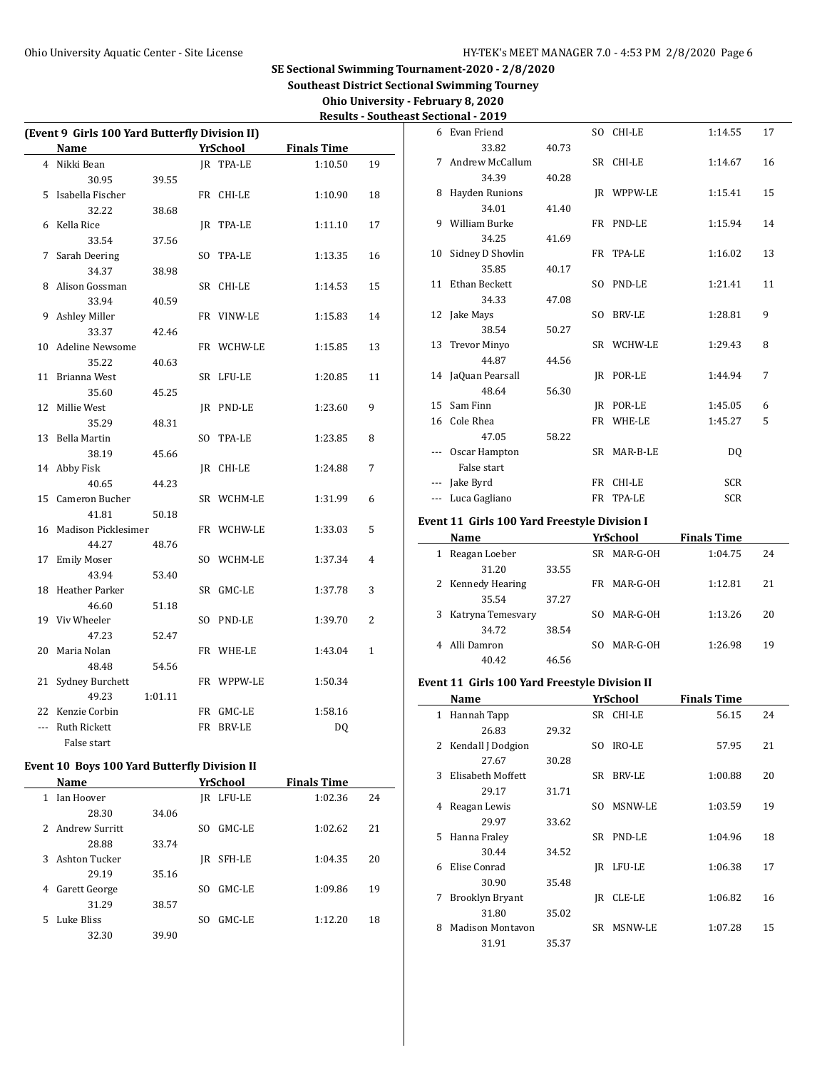# SE Sectional Swimming Tournament-2020 - 2/8/2020

## Southeast District Sectional Swimming Tourney

### Ohio University - February 8, 2020

### Results - Southeast Sectional - 2019

**(Event 9 Girls 100 Yard Butterfly Division II)**

| | Name | | Yr | School | Finals Time | |
|---|---|---|---|---|---|---|
| 4 | Nikki Bean | | JR | TPA-LE | 1:10.50 | 19 |
| | 30.95 | 39.55 | | | | |
| 5 | Isabella Fischer | | FR | CHI-LE | 1:10.90 | 18 |
| | 32.22 | 38.68 | | | | |
| 6 | Kella Rice | | JR | TPA-LE | 1:11.10 | 17 |
| | 33.54 | 37.56 | | | | |
| 7 | Sarah Deering | | SO | TPA-LE | 1:13.35 | 16 |
| | 34.37 | 38.98 | | | | |
| 8 | Alison Gossman | | SR | CHI-LE | 1:14.53 | 15 |
| | 33.94 | 40.59 | | | | |
| 9 | Ashley Miller | | FR | VINW-LE | 1:15.83 | 14 |
| | 33.37 | 42.46 | | | | |
| 10 | Adeline Newsome | | FR | WCHW-LE | 1:15.85 | 13 |
| | 35.22 | 40.63 | | | | |
| 11 | Brianna West | | SR | LFU-LE | 1:20.85 | 11 |
| | 35.60 | 45.25 | | | | |
| 12 | Millie West | | JR | PND-LE | 1:23.60 | 9 |
| | 35.29 | 48.31 | | | | |
| 13 | Bella Martin | | SO | TPA-LE | 1:23.85 | 8 |
| | 38.19 | 45.66 | | | | |
| 14 | Abby Fisk | | JR | CHI-LE | 1:24.88 | 7 |
| | 40.65 | 44.23 | | | | |
| 15 | Cameron Bucher | | SR | WCHM-LE | 1:31.99 | 6 |
| | 41.81 | 50.18 | | | | |
| 16 | Madison Picklesimer | | FR | WCHW-LE | 1:33.03 | 5 |
| | 44.27 | 48.76 | | | | |
| 17 | Emily Moser | | SO | WCHM-LE | 1:37.34 | 4 |
| | 43.94 | 53.40 | | | | |
| 18 | Heather Parker | | SR | GMC-LE | 1:37.78 | 3 |
| | 46.60 | 51.18 | | | | |
| 19 | Viv Wheeler | | SO | PND-LE | 1:39.70 | 2 |
| | 47.23 | 52.47 | | | | |
| 20 | Maria Nolan | | FR | WHE-LE | 1:43.04 | 1 |
| | 48.48 | 54.56 | | | | |
| 21 | Sydney Burchett | | FR | WPPW-LE | 1:50.34 | |
| | 49.23 | 1:01.11 | | | | |
| 22 | Kenzie Corbin | | FR | GMC-LE | 1:58.16 | |
| --- | Ruth Rickett | | FR | BRV-LE | DQ | |
| | False start | | | | | |

**Event 10 Boys 100 Yard Butterfly Division II**

| | Name | | Yr | School | Finals Time | |
|---|---|---|---|---|---|---|
| 1 | Ian Hoover | | JR | LFU-LE | 1:02.36 | 24 |
| | 28.30 | 34.06 | | | | |
| 2 | Andrew Surritt | | SO | GMC-LE | 1:02.62 | 21 |
| | 28.88 | 33.74 | | | | |
| 3 | Ashton Tucker | | JR | SFH-LE | 1:04.35 | 20 |
| | 29.19 | 35.16 | | | | |
| 4 | Garett George | | SO | GMC-LE | 1:09.86 | 19 |
| | 31.29 | 38.57 | | | | |
| 5 | Luke Bliss | | SO | GMC-LE | 1:12.20 | 18 |
| | 32.30 | 39.90 | | | | |
| 6 | Evan Friend | | SO | CHI-LE | 1:14.55 | 17 |
| | 33.82 | 40.73 | | | | |
| 7 | Andrew McCallum | | SR | CHI-LE | 1:14.67 | 16 |
| | 34.39 | 40.28 | | | | |
| 8 | Hayden Runions | | JR | WPPW-LE | 1:15.41 | 15 |
| | 34.01 | 41.40 | | | | |
| 9 | William Burke | | FR | PND-LE | 1:15.94 | 14 |
| | 34.25 | 41.69 | | | | |
| 10 | Sidney D Shovlin | | FR | TPA-LE | 1:16.02 | 13 |
| | 35.85 | 40.17 | | | | |
| 11 | Ethan Beckett | | SO | PND-LE | 1:21.41 | 11 |
| | 34.33 | 47.08 | | | | |
| 12 | Jake Mays | | SO | BRV-LE | 1:28.81 | 9 |
| | 38.54 | 50.27 | | | | |
| 13 | Trevor Minyo | | SR | WCHW-LE | 1:29.43 | 8 |
| | 44.87 | 44.56 | | | | |
| 14 | JaQuan Pearsall | | JR | POR-LE | 1:44.94 | 7 |
| | 48.64 | 56.30 | | | | |
| 15 | Sam Finn | | JR | POR-LE | 1:45.05 | 6 |
| 16 | Cole Rhea | | FR | WHE-LE | 1:45.27 | 5 |
| | 47.05 | 58.22 | | | | |
| --- | Oscar Hampton | | SR | MAR-B-LE | DQ | |
| | False start | | | | | |
| --- | Jake Byrd | | FR | CHI-LE | SCR | |
| --- | Luca Gagliano | | FR | TPA-LE | SCR | |

**Event 11 Girls 100 Yard Freestyle Division I**

| | Name | | Yr | School | Finals Time | |
|---|---|---|---|---|---|---|
| 1 | Reagan Loeber | | SR | MAR-G-OH | 1:04.75 | 24 |
| | 31.20 | 33.55 | | | | |
| 2 | Kennedy Hearing | | FR | MAR-G-OH | 1:12.81 | 21 |
| | 35.54 | 37.27 | | | | |
| 3 | Katryna Temesvary | | SO | MAR-G-OH | 1:13.26 | 20 |
| | 34.72 | 38.54 | | | | |
| 4 | Alli Damron | | SO | MAR-G-OH | 1:26.98 | 19 |
| | 40.42 | 46.56 | | | | |

**Event 11 Girls 100 Yard Freestyle Division II**

| | Name | | Yr | School | Finals Time | |
|---|---|---|---|---|---|---|
| 1 | Hannah Tapp | | SR | CHI-LE | 56.15 | 24 |
| | 26.83 | 29.32 | | | | |
| 2 | Kendall J Dodgion | | SO | IRO-LE | 57.95 | 21 |
| | 27.67 | 30.28 | | | | |
| 3 | Elisabeth Moffett | | SR | BRV-LE | 1:00.88 | 20 |
| | 29.17 | 31.71 | | | | |
| 4 | Reagan Lewis | | SO | MSNW-LE | 1:03.59 | 19 |
| | 29.97 | 33.62 | | | | |
| 5 | Hanna Fraley | | SR | PND-LE | 1:04.96 | 18 |
| | 30.44 | 34.52 | | | | |
| 6 | Elise Conrad | | JR | LFU-LE | 1:06.38 | 17 |
| | 30.90 | 35.48 | | | | |
| 7 | Brooklyn Bryant | | JR | CLE-LE | 1:06.82 | 16 |
| | 31.80 | 35.02 | | | | |
| 8 | Madison Montavon | | SR | MSNW-LE | 1:07.28 | 15 |
| | 31.91 | 35.37 | | | | |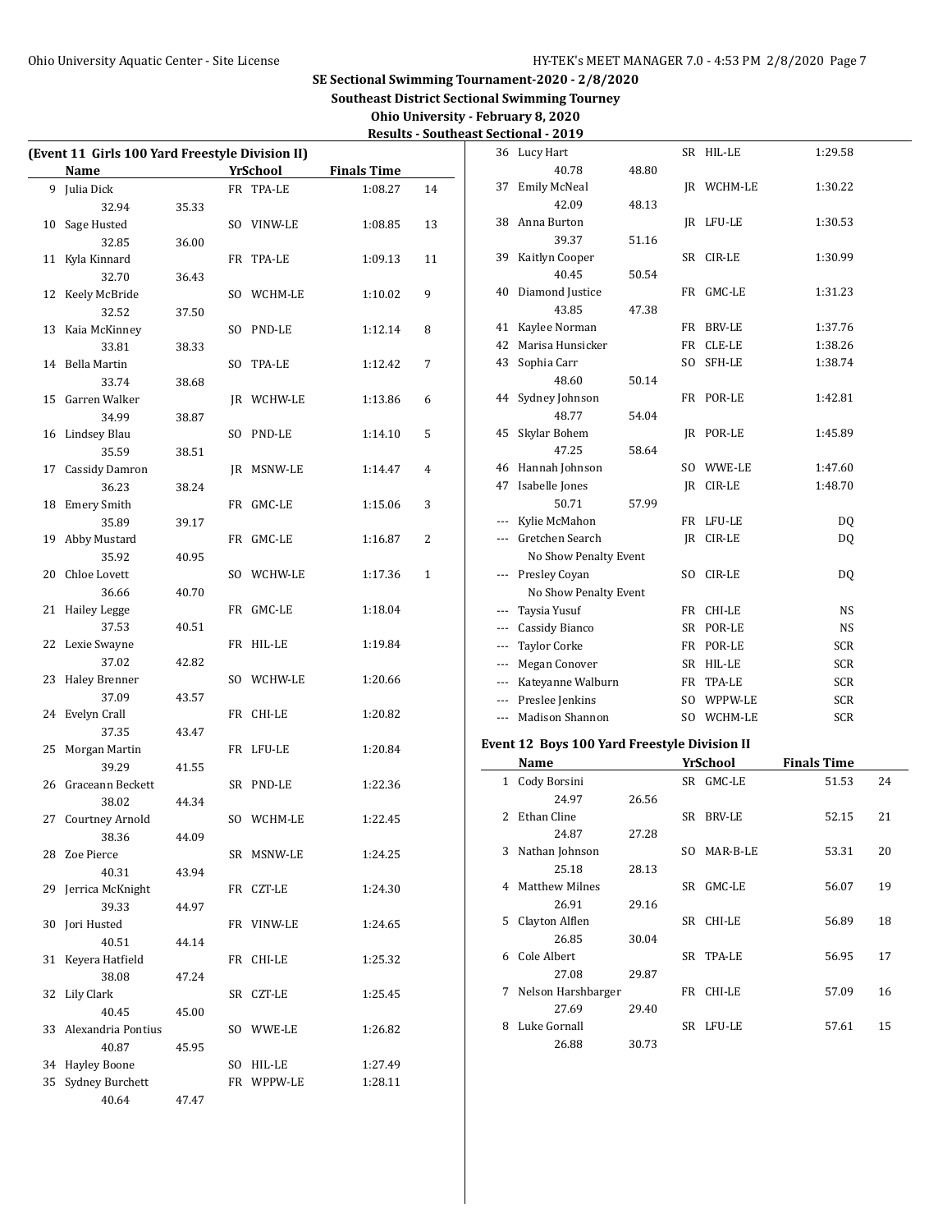# SE Sectional Swimming Tournament-2020 - 2/8/2020

**Southeast District Sectional Swimming Tourney**

**Ohio University - February 8, 2020**

**Results - Southeast Sectional - 2019**

### (Event 11 Girls 100 Yard Freestyle Division II)

| | Name | | Yr | School | Finals Time | |
|---|---|---|---|---|---|---|
| 9 | Julia Dick | | FR | TPA-LE | 1:08.27 | 14 |
| | 32.94 | 35.33 | | | | |
| 10 | Sage Husted | | SO | VINW-LE | 1:08.85 | 13 |
| | 32.85 | 36.00 | | | | |
| 11 | Kyla Kinnard | | FR | TPA-LE | 1:09.13 | 11 |
| | 32.70 | 36.43 | | | | |
| 12 | Keely McBride | | SO | WCHM-LE | 1:10.02 | 9 |
| | 32.52 | 37.50 | | | | |
| 13 | Kaia McKinney | | SO | PND-LE | 1:12.14 | 8 |
| | 33.81 | 38.33 | | | | |
| 14 | Bella Martin | | SO | TPA-LE | 1:12.42 | 7 |
| | 33.74 | 38.68 | | | | |
| 15 | Garren Walker | | JR | WCHW-LE | 1:13.86 | 6 |
| | 34.99 | 38.87 | | | | |
| 16 | Lindsey Blau | | SO | PND-LE | 1:14.10 | 5 |
| | 35.59 | 38.51 | | | | |
| 17 | Cassidy Damron | | JR | MSNW-LE | 1:14.47 | 4 |
| | 36.23 | 38.24 | | | | |
| 18 | Emery Smith | | FR | GMC-LE | 1:15.06 | 3 |
| | 35.89 | 39.17 | | | | |
| 19 | Abby Mustard | | FR | GMC-LE | 1:16.87 | 2 |
| | 35.92 | 40.95 | | | | |
| 20 | Chloe Lovett | | SO | WCHW-LE | 1:17.36 | 1 |
| | 36.66 | 40.70 | | | | |
| 21 | Hailey Legge | | FR | GMC-LE | 1:18.04 | |
| | 37.53 | 40.51 | | | | |
| 22 | Lexie Swayne | | FR | HIL-LE | 1:19.84 | |
| | 37.02 | 42.82 | | | | |
| 23 | Haley Brenner | | SO | WCHW-LE | 1:20.66 | |
| | 37.09 | 43.57 | | | | |
| 24 | Evelyn Crall | | FR | CHI-LE | 1:20.82 | |
| | 37.35 | 43.47 | | | | |
| 25 | Morgan Martin | | FR | LFU-LE | 1:20.84 | |
| | 39.29 | 41.55 | | | | |
| 26 | Graceann Beckett | | SR | PND-LE | 1:22.36 | |
| | 38.02 | 44.34 | | | | |
| 27 | Courtney Arnold | | SO | WCHM-LE | 1:22.45 | |
| | 38.36 | 44.09 | | | | |
| 28 | Zoe Pierce | | SR | MSNW-LE | 1:24.25 | |
| | 40.31 | 43.94 | | | | |
| 29 | Jerrica McKnight | | FR | CZT-LE | 1:24.30 | |
| | 39.33 | 44.97 | | | | |
| 30 | Jori Husted | | FR | VINW-LE | 1:24.65 | |
| | 40.51 | 44.14 | | | | |
| 31 | Keyera Hatfield | | FR | CHI-LE | 1:25.32 | |
| | 38.08 | 47.24 | | | | |
| 32 | Lily Clark | | SR | CZT-LE | 1:25.45 | |
| | 40.45 | 45.00 | | | | |
| 33 | Alexandria Pontius | | SO | WWE-LE | 1:26.82 | |
| | 40.87 | 45.95 | | | | |
| 34 | Hayley Boone | | SO | HIL-LE | 1:27.49 | |
| 35 | Sydney Burchett | | FR | WPPW-LE | 1:28.11 | |
| | 40.64 | 47.47 | | | | |
| 36 | Lucy Hart | | SR | HIL-LE | 1:29.58 | |
| | 40.78 | 48.80 | | | | |
| 37 | Emily McNeal | | JR | WCHM-LE | 1:30.22 | |
| | 42.09 | 48.13 | | | | |
| 38 | Anna Burton | | JR | LFU-LE | 1:30.53 | |
| | 39.37 | 51.16 | | | | |
| 39 | Kaitlyn Cooper | | SR | CIR-LE | 1:30.99 | |
| | 40.45 | 50.54 | | | | |
| 40 | Diamond Justice | | FR | GMC-LE | 1:31.23 | |
| | 43.85 | 47.38 | | | | |
| 41 | Kaylee Norman | | FR | BRV-LE | 1:37.76 | |
| 42 | Marisa Hunsicker | | FR | CLE-LE | 1:38.26 | |
| 43 | Sophia Carr | | SO | SFH-LE | 1:38.74 | |
| | 48.60 | 50.14 | | | | |
| 44 | Sydney Johnson | | FR | POR-LE | 1:42.81 | |
| | 48.77 | 54.04 | | | | |
| 45 | Skylar Bohem | | JR | POR-LE | 1:45.89 | |
| | 47.25 | 58.64 | | | | |
| 46 | Hannah Johnson | | SO | WWE-LE | 1:47.60 | |
| 47 | Isabelle Jones | | JR | CIR-LE | 1:48.70 | |
| | 50.71 | 57.99 | | | | |
| --- | Kylie McMahon | | FR | LFU-LE | DQ | |
| --- | Gretchen Search | | JR | CIR-LE | DQ | |
| | No Show Penalty Event | | | | | |
| --- | Presley Coyan | | SO | CIR-LE | DQ | |
| | No Show Penalty Event | | | | | |
| --- | Taysia Yusuf | | FR | CHI-LE | NS | |
| --- | Cassidy Bianco | | SR | POR-LE | NS | |
| --- | Taylor Corke | | FR | POR-LE | SCR | |
| --- | Megan Conover | | SR | HIL-LE | SCR | |
| --- | Kateyanne Walburn | | FR | TPA-LE | SCR | |
| --- | Preslee Jenkins | | SO | WPPW-LE | SCR | |
| --- | Madison Shannon | | SO | WCHM-LE | SCR | |

### Event 12 Boys 100 Yard Freestyle Division II

| | Name | | Yr | School | Finals Time | |
|---|---|---|---|---|---|---|
| 1 | Cody Borsini | | SR | GMC-LE | 51.53 | 24 |
| | 24.97 | 26.56 | | | | |
| 2 | Ethan Cline | | SR | BRV-LE | 52.15 | 21 |
| | 24.87 | 27.28 | | | | |
| 3 | Nathan Johnson | | SO | MAR-B-LE | 53.31 | 20 |
| | 25.18 | 28.13 | | | | |
| 4 | Matthew Milnes | | SR | GMC-LE | 56.07 | 19 |
| | 26.91 | 29.16 | | | | |
| 5 | Clayton Alflen | | SR | CHI-LE | 56.89 | 18 |
| | 26.85 | 30.04 | | | | |
| 6 | Cole Albert | | SR | TPA-LE | 56.95 | 17 |
| | 27.08 | 29.87 | | | | |
| 7 | Nelson Harshbarger | | FR | CHI-LE | 57.09 | 16 |
| | 27.69 | 29.40 | | | | |
| 8 | Luke Gornall | | SR | LFU-LE | 57.61 | 15 |
| | 26.88 | 30.73 | | | | |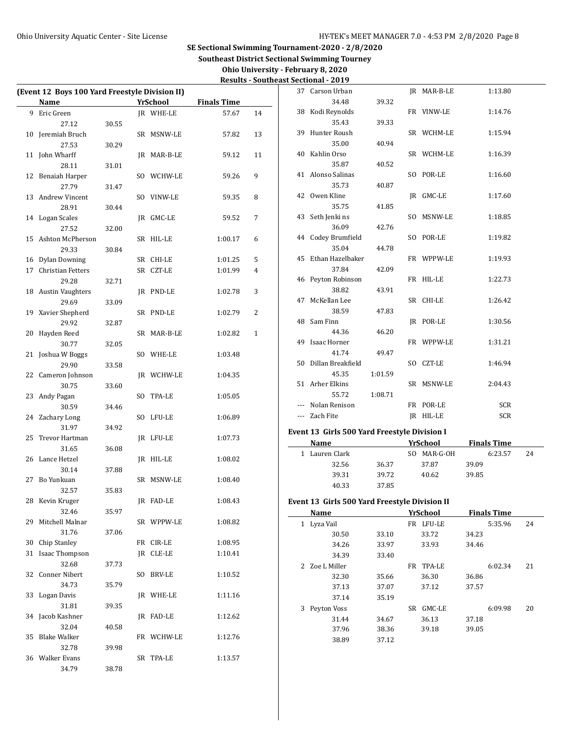# SE Sectional Swimming Tournament-2020 - 2/8/2020

**Southeast District Sectional Swimming Tourney**

**Ohio University - February 8, 2020**

**Results - Southeast Sectional - 2019**

## (Event 12 Boys 100 Yard Freestyle Division II)

| | Name | | Yr | School | Finals Time | |
|---|---|---|---|---|---|---|
| 9 | Eric Green | | JR | WHE-LE | 57.67 | 14 |
| | 27.12 | 30.55 | | | | |
| 10 | Jeremiah Bruch | | SR | MSNW-LE | 57.82 | 13 |
| | 27.53 | 30.29 | | | | |
| 11 | John Wharff | | JR | MAR-B-LE | 59.12 | 11 |
| | 28.11 | 31.01 | | | | |
| 12 | Benaiah Harper | | SO | WCHW-LE | 59.26 | 9 |
| | 27.79 | 31.47 | | | | |
| 13 | Andrew Vincent | | SO | VINW-LE | 59.35 | 8 |
| | 28.91 | 30.44 | | | | |
| 14 | Logan Scales | | JR | GMC-LE | 59.52 | 7 |
| | 27.52 | 32.00 | | | | |
| 15 | Ashton McPherson | | SR | HIL-LE | 1:00.17 | 6 |
| | 29.33 | 30.84 | | | | |
| 16 | Dylan Downing | | SR | CHI-LE | 1:01.25 | 5 |
| 17 | Christian Fetters | | SR | CZT-LE | 1:01.99 | 4 |
| | 29.28 | 32.71 | | | | |
| 18 | Austin Vaughters | | JR | PND-LE | 1:02.78 | 3 |
| | 29.69 | 33.09 | | | | |
| 19 | Xavier Shepherd | | SR | PND-LE | 1:02.79 | 2 |
| | 29.92 | 32.87 | | | | |
| 20 | Hayden Reed | | SR | MAR-B-LE | 1:02.82 | 1 |
| | 30.77 | 32.05 | | | | |
| 21 | Joshua W Boggs | | SO | WHE-LE | 1:03.48 | |
| | 29.90 | 33.58 | | | | |
| 22 | Cameron Johnson | | JR | WCHW-LE | 1:04.35 | |
| | 30.75 | 33.60 | | | | |
| 23 | Andy Pagan | | SO | TPA-LE | 1:05.05 | |
| | 30.59 | 34.46 | | | | |
| 24 | Zachary Long | | SO | LFU-LE | 1:06.89 | |
| | 31.97 | 34.92 | | | | |
| 25 | Trevor Hartman | | JR | LFU-LE | 1:07.73 | |
| | 31.65 | 36.08 | | | | |
| 26 | Lance Hetzel | | JR | HIL-LE | 1:08.02 | |
| | 30.14 | 37.88 | | | | |
| 27 | Bo Yunkuan | | SR | MSNW-LE | 1:08.40 | |
| | 32.57 | 35.83 | | | | |
| 28 | Kevin Kruger | | JR | FAD-LE | 1:08.43 | |
| | 32.46 | 35.97 | | | | |
| 29 | Mitchell Malnar | | SR | WPPW-LE | 1:08.82 | |
| | 31.76 | 37.06 | | | | |
| 30 | Chip Stanley | | FR | CIR-LE | 1:08.95 | |
| 31 | Isaac Thompson | | JR | CLE-LE | 1:10.41 | |
| | 32.68 | 37.73 | | | | |
| 32 | Conner Nibert | | SO | BRV-LE | 1:10.52 | |
| | 34.73 | 35.79 | | | | |
| 33 | Logan Davis | | JR | WHE-LE | 1:11.16 | |
| | 31.81 | 39.35 | | | | |
| 34 | Jacob Kashner | | JR | FAD-LE | 1:12.62 | |
| | 32.04 | 40.58 | | | | |
| 35 | Blake Walker | | FR | WCHW-LE | 1:12.76 | |
| | 32.78 | 39.98 | | | | |
| 36 | Walker Evans | | SR | TPA-LE | 1:13.57 | |
| | 34.79 | 38.78 | | | | |
| 37 | Carson Urban | | JR | MAR-B-LE | 1:13.80 | |
| | 34.48 | 39.32 | | | | |
| 38 | Kodi Reynolds | | FR | VINW-LE | 1:14.76 | |
| | 35.43 | 39.33 | | | | |
| 39 | Hunter Roush | | SR | WCHM-LE | 1:15.94 | |
| | 35.00 | 40.94 | | | | |
| 40 | Kahlin Orso | | SR | WCHM-LE | 1:16.39 | |
| | 35.87 | 40.52 | | | | |
| 41 | Alonso Salinas | | SO | POR-LE | 1:16.60 | |
| | 35.73 | 40.87 | | | | |
| 42 | Owen Kline | | JR | GMC-LE | 1:17.60 | |
| | 35.75 | 41.85 | | | | |
| 43 | Seth Jenki ns | | SO | MSNW-LE | 1:18.85 | |
| | 36.09 | 42.76 | | | | |
| 44 | Codey Brumfield | | SO | POR-LE | 1:19.82 | |
| | 35.04 | 44.78 | | | | |
| 45 | Ethan Hazelbaker | | FR | WPPW-LE | 1:19.93 | |
| | 37.84 | 42.09 | | | | |
| 46 | Peyton Robinson | | FR | HIL-LE | 1:22.73 | |
| | 38.82 | 43.91 | | | | |
| 47 | McKellan Lee | | SR | CHI-LE | 1:26.42 | |
| | 38.59 | 47.83 | | | | |
| 48 | Sam Finn | | JR | POR-LE | 1:30.56 | |
| | 44.36 | 46.20 | | | | |
| 49 | Isaac Horner | | FR | WPPW-LE | 1:31.21 | |
| | 41.74 | 49.47 | | | | |
| 50 | Dillan Breakfield | | SO | CZT-LE | 1:46.94 | |
| | 45.35 | 1:01.59 | | | | |
| 51 | Arher Elkins | | SR | MSNW-LE | 2:04.43 | |
| | 55.72 | 1:08.71 | | | | |
| --- | Nolan Renison | | FR | POR-LE | SCR | |
| --- | Zach Fite | | JR | HIL-LE | SCR | |

## Event 13 Girls 500 Yard Freestyle Division I

| | Name | | Yr | School | Finals Time | |
|---|---|---|---|---|---|---|
| 1 | Lauren Clark | | SO | MAR-G-OH | 6:23.57 | 24 |
| | 32.56 | 36.37 | 37.87 | 39.09 | | |
| | 39.31 | 39.72 | 40.62 | 39.85 | | |
| | 40.33 | 37.85 | | | | |

## Event 13 Girls 500 Yard Freestyle Division II

| | Name | | Yr | School | Finals Time | |
|---|---|---|---|---|---|---|
| 1 | Lyza Vail | | FR | LFU-LE | 5:35.96 | 24 |
| | 30.50 | 33.10 | 33.72 | 34.23 | | |
| | 34.26 | 33.97 | 33.93 | 34.46 | | |
| | 34.39 | 33.40 | | | | |
| 2 | Zoe L Miller | | FR | TPA-LE | 6:02.34 | 21 |
| | 32.30 | 35.66 | 36.30 | 36.86 | | |
| | 37.13 | 37.07 | 37.12 | 37.57 | | |
| | 37.14 | 35.19 | | | | |
| 3 | Peyton Voss | | SR | GMC-LE | 6:09.98 | 20 |
| | 31.44 | 34.67 | 36.13 | 37.18 | | |
| | 37.96 | 38.36 | 39.18 | 39.05 | | |
| | 38.89 | 37.12 | | | | |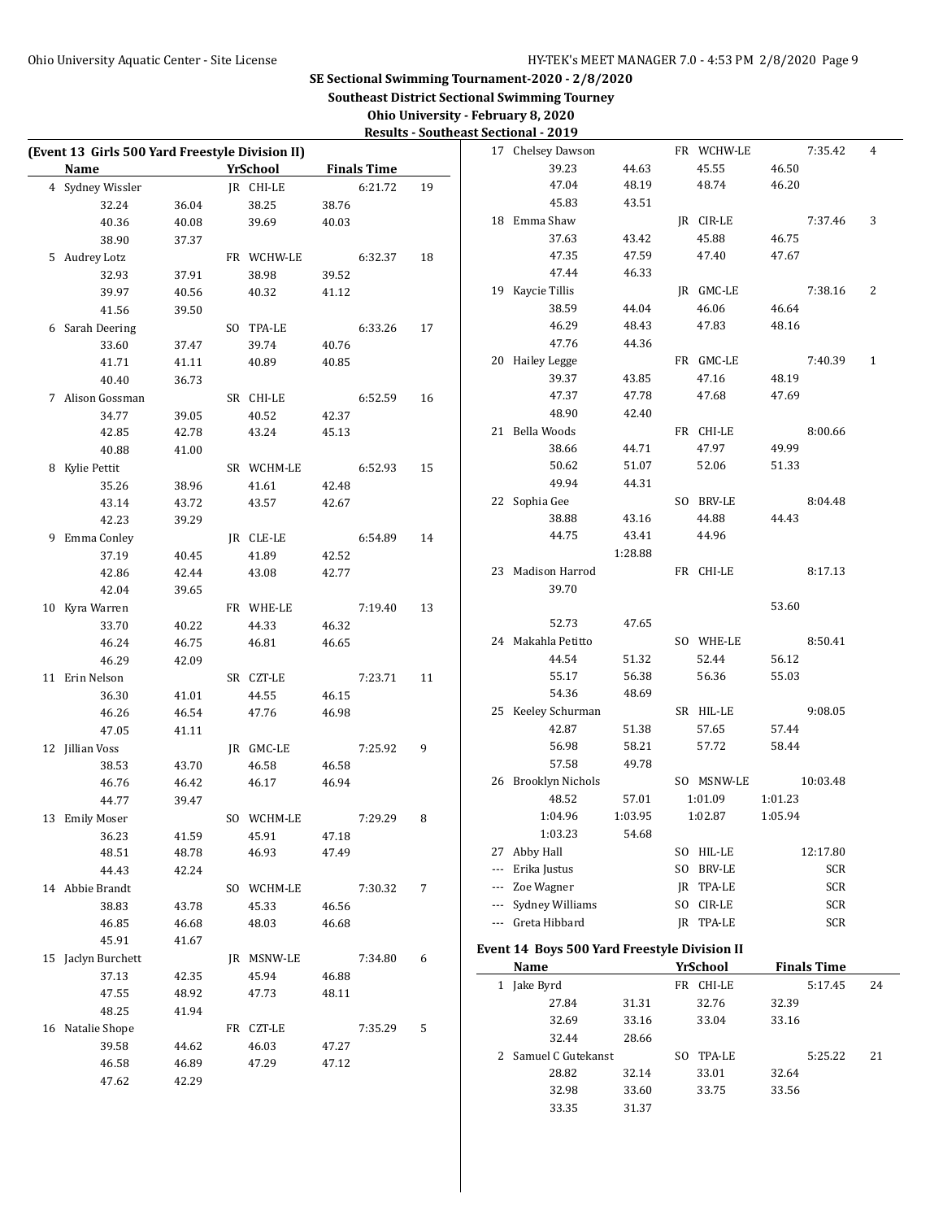SE Sectional Swimming Tournament-2020 - 2/8/2020

Southeast District Sectional Swimming Tourney

Ohio University - February 8, 2020

Results - Southeast Sectional - 2019

**(Event 13 Girls 500 Yard Freestyle Division II)**

| Name | | YrSchool | | Finals Time | |
|---|---|---|---|---|---|
| 4 Sydney Wissler | | JR CHI-LE | | 6:21.72 | 19 |
| 32.24 | 36.04 | 38.25 | 38.76 | | |
| 40.36 | 40.08 | 39.69 | 40.03 | | |
| 38.90 | 37.37 | | | | |
| 5 Audrey Lotz | | FR WCHW-LE | | 6:32.37 | 18 |
| 32.93 | 37.91 | 38.98 | 39.52 | | |
| 39.97 | 40.56 | 40.32 | 41.12 | | |
| 41.56 | 39.50 | | | | |
| 6 Sarah Deering | | SO TPA-LE | | 6:33.26 | 17 |
| 33.60 | 37.47 | 39.74 | 40.76 | | |
| 41.71 | 41.11 | 40.89 | 40.85 | | |
| 40.40 | 36.73 | | | | |
| 7 Alison Gossman | | SR CHI-LE | | 6:52.59 | 16 |
| 34.77 | 39.05 | 40.52 | 42.37 | | |
| 42.85 | 42.78 | 43.24 | 45.13 | | |
| 40.88 | 41.00 | | | | |
| 8 Kylie Pettit | | SR WCHM-LE | | 6:52.93 | 15 |
| 35.26 | 38.96 | 41.61 | 42.48 | | |
| 43.14 | 43.72 | 43.57 | 42.67 | | |
| 42.23 | 39.29 | | | | |
| 9 Emma Conley | | JR CLE-LE | | 6:54.89 | 14 |
| 37.19 | 40.45 | 41.89 | 42.52 | | |
| 42.86 | 42.44 | 43.08 | 42.77 | | |
| 42.04 | 39.65 | | | | |
| 10 Kyra Warren | | FR WHE-LE | | 7:19.40 | 13 |
| 33.70 | 40.22 | 44.33 | 46.32 | | |
| 46.24 | 46.75 | 46.81 | 46.65 | | |
| 46.29 | 42.09 | | | | |
| 11 Erin Nelson | | SR CZT-LE | | 7:23.71 | 11 |
| 36.30 | 41.01 | 44.55 | 46.15 | | |
| 46.26 | 46.54 | 47.76 | 46.98 | | |
| 47.05 | 41.11 | | | | |
| 12 Jillian Voss | | JR GMC-LE | | 7:25.92 | 9 |
| 38.53 | 43.70 | 46.58 | 46.58 | | |
| 46.76 | 46.42 | 46.17 | 46.94 | | |
| 44.77 | 39.47 | | | | |
| 13 Emily Moser | | SO WCHM-LE | | 7:29.29 | 8 |
| 36.23 | 41.59 | 45.91 | 47.18 | | |
| 48.51 | 48.78 | 46.93 | 47.49 | | |
| 44.43 | 42.24 | | | | |
| 14 Abbie Brandt | | SO WCHM-LE | | 7:30.32 | 7 |
| 38.83 | 43.78 | 45.33 | 46.56 | | |
| 46.85 | 46.68 | 48.03 | 46.68 | | |
| 45.91 | 41.67 | | | | |
| 15 Jaclyn Burchett | | JR MSNW-LE | | 7:34.80 | 6 |
| 37.13 | 42.35 | 45.94 | 46.88 | | |
| 47.55 | 48.92 | 47.73 | 48.11 | | |
| 48.25 | 41.94 | | | | |
| 16 Natalie Shope | | FR CZT-LE | | 7:35.29 | 5 |
| 39.58 | 44.62 | 46.03 | 47.27 | | |
| 46.58 | 46.89 | 47.29 | 47.12 | | |
| 47.62 | 42.29 | | | | |
| 17 Chelsey Dawson | | FR WCHW-LE | | 7:35.42 | 4 |
| 39.23 | 44.63 | 45.55 | 46.50 | | |
| 47.04 | 48.19 | 48.74 | 46.20 | | |
| 45.83 | 43.51 | | | | |
| 18 Emma Shaw | | JR CIR-LE | | 7:37.46 | 3 |
| 37.63 | 43.42 | 45.88 | 46.75 | | |
| 47.35 | 47.59 | 47.40 | 47.67 | | |
| 47.44 | 46.33 | | | | |
| 19 Kaycie Tillis | | JR GMC-LE | | 7:38.16 | 2 |
| 38.59 | 44.04 | 46.06 | 46.64 | | |
| 46.29 | 48.43 | 47.83 | 48.16 | | |
| 47.76 | 44.36 | | | | |
| 20 Hailey Legge | | FR GMC-LE | | 7:40.39 | 1 |
| 39.37 | 43.85 | 47.16 | 48.19 | | |
| 47.37 | 47.78 | 47.68 | 47.69 | | |
| 48.90 | 42.40 | | | | |
| 21 Bella Woods | | FR CHI-LE | | 8:00.66 | |
| 38.66 | 44.71 | 47.97 | 49.99 | | |
| 50.62 | 51.07 | 52.06 | 51.33 | | |
| 49.94 | 44.31 | | | | |
| 22 Sophia Gee | | SO BRV-LE | | 8:04.48 | |
| 38.88 | 43.16 | 44.88 | 44.43 | | |
| 44.75 | 43.41 | 44.96 | | | |
| | 1:28.88 | | | | |
| 23 Madison Harrod | | FR CHI-LE | | 8:17.13 | |
| 39.70 | | | | | |
| | | | 53.60 | | |
| 52.73 | 47.65 | | | | |
| 24 Makahla Petitto | | SO WHE-LE | | 8:50.41 | |
| 44.54 | 51.32 | 52.44 | 56.12 | | |
| 55.17 | 56.38 | 56.36 | 55.03 | | |
| 54.36 | 48.69 | | | | |
| 25 Keeley Schurman | | SR HIL-LE | | 9:08.05 | |
| 42.87 | 51.38 | 57.65 | 57.44 | | |
| 56.98 | 58.21 | 57.72 | 58.44 | | |
| 57.58 | 49.78 | | | | |
| 26 Brooklyn Nichols | | SO MSNW-LE | | 10:03.48 | |
| 48.52 | 57.01 | 1:01.09 | 1:01.23 | | |
| 1:04.96 | 1:03.95 | 1:02.87 | 1:05.94 | | |
| 1:03.23 | 54.68 | | | | |
| 27 Abby Hall | | SO HIL-LE | | 12:17.80 | |
| --- Erika Justus | | SO BRV-LE | | SCR | |
| --- Zoe Wagner | | JR TPA-LE | | SCR | |
| --- Sydney Williams | | SO CIR-LE | | SCR | |
| --- Greta Hibbard | | JR TPA-LE | | SCR | |

**Event 14 Boys 500 Yard Freestyle Division II**

| Name | | YrSchool | | Finals Time | |
|---|---|---|---|---|---|
| 1 Jake Byrd | | FR CHI-LE | | 5:17.45 | 24 |
| 27.84 | 31.31 | 32.76 | 32.39 | | |
| 32.69 | 33.16 | 33.04 | 33.16 | | |
| 32.44 | 28.66 | | | | |
| 2 Samuel C Gutekanst | | SO TPA-LE | | 5:25.22 | 21 |
| 28.82 | 32.14 | 33.01 | 32.64 | | |
| 32.98 | 33.60 | 33.75 | 33.56 | | |
| 33.35 | 31.37 | | | | |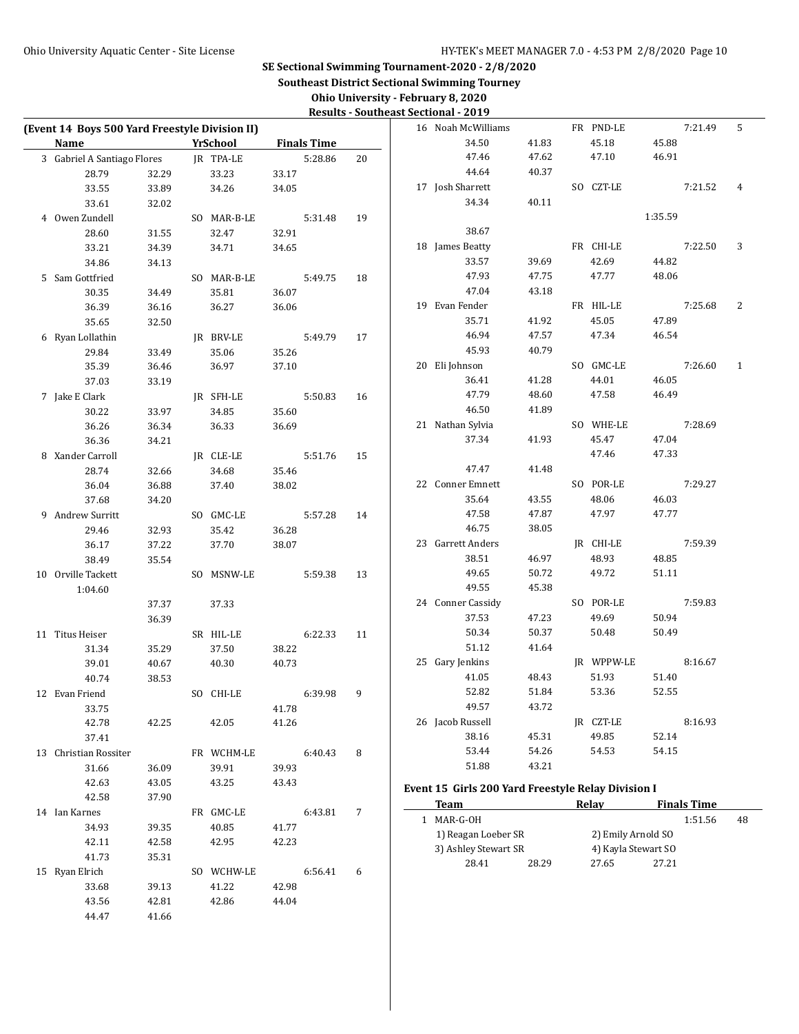# SE Sectional Swimming Tournament-2020 - 2/8/2020

**Southeast District Sectional Swimming Tourney**

**Ohio University - February 8, 2020**

**Results - Southeast Sectional - 2019**

## (Event 14 Boys 500 Yard Freestyle Division II)

| | Name | | Yr | School | Finals Time | |
|---|---|---|---|---|---|---|
| 3 | Gabriel A Santiago Flores | | JR | TPA-LE | 5:28.86 | 20 |
| | 28.79 | 32.29 | 33.23 | 33.17 | | |
| | 33.55 | 33.89 | 34.26 | 34.05 | | |
| | 33.61 | 32.02 | | | | |
| 4 | Owen Zundell | | SO | MAR-B-LE | 5:31.48 | 19 |
| | 28.60 | 31.55 | 32.47 | 32.91 | | |
| | 33.21 | 34.39 | 34.71 | 34.65 | | |
| | 34.86 | 34.13 | | | | |
| 5 | Sam Gottfried | | SO | MAR-B-LE | 5:49.75 | 18 |
| | 30.35 | 34.49 | 35.81 | 36.07 | | |
| | 36.39 | 36.16 | 36.27 | 36.06 | | |
| | 35.65 | 32.50 | | | | |
| 6 | Ryan Lollathin | | JR | BRV-LE | 5:49.79 | 17 |
| | 29.84 | 33.49 | 35.06 | 35.26 | | |
| | 35.39 | 36.46 | 36.97 | 37.10 | | |
| | 37.03 | 33.19 | | | | |
| 7 | Jake E Clark | | JR | SFH-LE | 5:50.83 | 16 |
| | 30.22 | 33.97 | 34.85 | 35.60 | | |
| | 36.26 | 36.34 | 36.33 | 36.69 | | |
| | 36.36 | 34.21 | | | | |
| 8 | Xander Carroll | | JR | CLE-LE | 5:51.76 | 15 |
| | 28.74 | 32.66 | 34.68 | 35.46 | | |
| | 36.04 | 36.88 | 37.40 | 38.02 | | |
| | 37.68 | 34.20 | | | | |
| 9 | Andrew Surritt | | SO | GMC-LE | 5:57.28 | 14 |
| | 29.46 | 32.93 | 35.42 | 36.28 | | |
| | 36.17 | 37.22 | 37.70 | 38.07 | | |
| | 38.49 | 35.54 | | | | |
| 10 | Orville Tackett | | SO | MSNW-LE | 5:59.38 | 13 |
| | 1:04.60 | | | | | |
| | | 37.37 | 37.33 | | | |
| | | 36.39 | | | | |
| 11 | Titus Heiser | | SR | HIL-LE | 6:22.33 | 11 |
| | 31.34 | 35.29 | 37.50 | 38.22 | | |
| | 39.01 | 40.67 | 40.30 | 40.73 | | |
| | 40.74 | 38.53 | | | | |
| 12 | Evan Friend | | SO | CHI-LE | 6:39.98 | 9 |
| | 33.75 | | | 41.78 | | |
| | 42.78 | 42.25 | 42.05 | 41.26 | | |
| | 37.41 | | | | | |
| 13 | Christian Rossiter | | FR | WCHM-LE | 6:40.43 | 8 |
| | 31.66 | 36.09 | 39.91 | 39.93 | | |
| | 42.63 | 43.05 | 43.25 | 43.43 | | |
| | 42.58 | 37.90 | | | | |
| 14 | Ian Karnes | | FR | GMC-LE | 6:43.81 | 7 |
| | 34.93 | 39.35 | 40.85 | 41.77 | | |
| | 42.11 | 42.58 | 42.95 | 42.23 | | |
| | 41.73 | 35.31 | | | | |
| 15 | Ryan Elrich | | SO | WCHW-LE | 6:56.41 | 6 |
| | 33.68 | 39.13 | 41.22 | 42.98 | | |
| | 43.56 | 42.81 | 42.86 | 44.04 | | |
| | 44.47 | 41.66 | | | | |
| 16 | Noah McWilliams | | FR | PND-LE | 7:21.49 | 5 |
| | 34.50 | 41.83 | 45.18 | 45.88 | | |
| | 47.46 | 47.62 | 47.10 | 46.91 | | |
| | 44.64 | 40.37 | | | | |
| 17 | Josh Sharrett | | SO | CZT-LE | 7:21.52 | 4 |
| | 34.34 | 40.11 | | | | |
| | | | | 1:35.59 | | |
| | 38.67 | | | | | |
| 18 | James Beatty | | FR | CHI-LE | 7:22.50 | 3 |
| | 33.57 | 39.69 | 42.69 | 44.82 | | |
| | 47.93 | 47.75 | 47.77 | 48.06 | | |
| | 47.04 | 43.18 | | | | |
| 19 | Evan Fender | | FR | HIL-LE | 7:25.68 | 2 |
| | 35.71 | 41.92 | 45.05 | 47.89 | | |
| | 46.94 | 47.57 | 47.34 | 46.54 | | |
| | 45.93 | 40.79 | | | | |
| 20 | Eli Johnson | | SO | GMC-LE | 7:26.60 | 1 |
| | 36.41 | 41.28 | 44.01 | 46.05 | | |
| | 47.79 | 48.60 | 47.58 | 46.49 | | |
| | 46.50 | 41.89 | | | | |
| 21 | Nathan Sylvia | | SO | WHE-LE | 7:28.69 | |
| | 37.34 | 41.93 | 45.47 | 47.04 | | |
| | | | 47.46 | 47.33 | | |
| | 47.47 | 41.48 | | | | |
| 22 | Conner Emnett | | SO | POR-LE | 7:29.27 | |
| | 35.64 | 43.55 | 48.06 | 46.03 | | |
| | 47.58 | 47.87 | 47.97 | 47.77 | | |
| | 46.75 | 38.05 | | | | |
| 23 | Garrett Anders | | JR | CHI-LE | 7:59.39 | |
| | 38.51 | 46.97 | 48.93 | 48.85 | | |
| | 49.65 | 50.72 | 49.72 | 51.11 | | |
| | 49.55 | 45.38 | | | | |
| 24 | Conner Cassidy | | SO | POR-LE | 7:59.83 | |
| | 37.53 | 47.23 | 49.69 | 50.94 | | |
| | 50.34 | 50.37 | 50.48 | 50.49 | | |
| | 51.12 | 41.64 | | | | |
| 25 | Gary Jenkins | | JR | WPPW-LE | 8:16.67 | |
| | 41.05 | 48.43 | 51.93 | 51.40 | | |
| | 52.82 | 51.84 | 53.36 | 52.55 | | |
| | 49.57 | 43.72 | | | | |
| 26 | Jacob Russell | | JR | CZT-LE | 8:16.93 | |
| | 38.16 | 45.31 | 49.85 | 52.14 | | |
| | 53.44 | 54.26 | 54.53 | 54.15 | | |
| | 51.88 | 43.21 | | | | |

## Event 15 Girls 200 Yard Freestyle Relay Division I

| | Team | | Relay | | Finals Time | |
|---|---|---|---|---|---|---|
| 1 | MAR-G-OH | | | | 1:51.56 | 48 |
| | 1) Reagan Loeber SR | | 2) Emily Arnold SO | | | |
| | 3) Ashley Stewart SR | | 4) Kayla Stewart SO | | | |
| | 28.41 | 28.29 | 27.65 | 27.21 | | |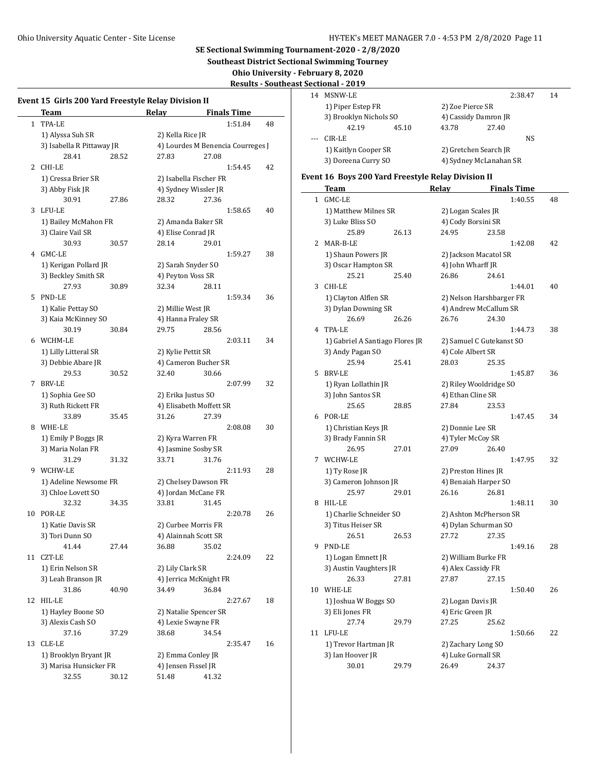# SE Sectional Swimming Tournament-2020 - 2/8/2020

**Southeast District Sectional Swimming Tourney**

**Ohio University - February 8, 2020**

**Results - Southeast Sectional - 2019**

## Event 15 Girls 200 Yard Freestyle Relay Division II

| | Team | Relay | Finals Time | |
|---|---|---|---|---|
| 1 | TPA-LE | | 1:51.84 | 48 |
| | 1) Alyssa Suh SR | 2) Kella Rice JR | | |
| | 3) Isabella R Pittaway JR | 4) Lourdes M Benencia Courreges J | | |
| | 28.41 28.52 | 27.83 27.08 | | |
| 2 | CHI-LE | | 1:54.45 | 42 |
| | 1) Cressa Brier SR | 2) Isabella Fischer FR | | |
| | 3) Abby Fisk JR | 4) Sydney Wissler JR | | |
| | 30.91 27.86 | 28.32 27.36 | | |
| 3 | LFU-LE | | 1:58.65 | 40 |
| | 1) Bailey McMahon FR | 2) Amanda Baker SR | | |
| | 3) Claire Vail SR | 4) Elise Conrad JR | | |
| | 30.93 30.57 | 28.14 29.01 | | |
| 4 | GMC-LE | | 1:59.27 | 38 |
| | 1) Kerigan Pollard JR | 2) Sarah Snyder SO | | |
| | 3) Beckley Smith SR | 4) Peyton Voss SR | | |
| | 27.93 30.89 | 32.34 28.11 | | |
| 5 | PND-LE | | 1:59.34 | 36 |
| | 1) Kalie Pettay SO | 2) Millie West JR | | |
| | 3) Kaia McKinney SO | 4) Hanna Fraley SR | | |
| | 30.19 30.84 | 29.75 28.56 | | |
| 6 | WCHM-LE | | 2:03.11 | 34 |
| | 1) Lilly Litteral SR | 2) Kylie Pettit SR | | |
| | 3) Debbie Abare JR | 4) Cameron Bucher SR | | |
| | 29.53 30.52 | 32.40 30.66 | | |
| 7 | BRV-LE | | 2:07.99 | 32 |
| | 1) Sophia Gee SO | 2) Erika Justus SO | | |
| | 3) Ruth Rickett FR | 4) Elisabeth Moffett SR | | |
| | 33.89 35.45 | 31.26 27.39 | | |
| 8 | WHE-LE | | 2:08.08 | 30 |
| | 1) Emily P Boggs JR | 2) Kyra Warren FR | | |
| | 3) Maria Nolan FR | 4) Jasmine Sosby SR | | |
| | 31.29 31.32 | 33.71 31.76 | | |
| 9 | WCHW-LE | | 2:11.93 | 28 |
| | 1) Adeline Newsome FR | 2) Chelsey Dawson FR | | |
| | 3) Chloe Lovett SO | 4) Jordan McCane FR | | |
| | 32.32 34.35 | 33.81 31.45 | | |
| 10 | POR-LE | | 2:20.78 | 26 |
| | 1) Katie Davis SR | 2) Curbee Morris FR | | |
| | 3) Tori Dunn SO | 4) Alainnah Scott SR | | |
| | 41.44 27.44 | 36.88 35.02 | | |
| 11 | CZT-LE | | 2:24.09 | 22 |
| | 1) Erin Nelson SR | 2) Lily Clark SR | | |
| | 3) Leah Branson JR | 4) Jerrica McKnight FR | | |
| | 31.86 40.90 | 34.49 36.84 | | |
| 12 | HIL-LE | | 2:27.67 | 18 |
| | 1) Hayley Boone SO | 2) Natalie Spencer SR | | |
| | 3) Alexis Cash SO | 4) Lexie Swayne FR | | |
| | 37.16 37.29 | 38.68 34.54 | | |
| 13 | CLE-LE | | 2:35.47 | 16 |
| | 1) Brooklyn Bryant JR | 2) Emma Conley JR | | |
| | 3) Marisa Hunsicker FR | 4) Jensen Fissel JR | | |
| | 32.55 30.12 | 51.48 41.32 | | |
| 14 | MSNW-LE | | 2:38.47 | 14 |
| | 1) Piper Estep FR | 2) Zoe Pierce SR | | |
| | 3) Brooklyn Nichols SO | 4) Cassidy Damron JR | | |
| | 42.19 45.10 | 43.78 27.40 | | |
| --- | CIR-LE | | NS | |
| | 1) Kaitlyn Cooper SR | 2) Gretchen Search JR | | |
| | 3) Doreena Curry SO | 4) Sydney McLanahan SR | | |

## Event 16 Boys 200 Yard Freestyle Relay Division II

| | Team | Relay | Finals Time | |
|---|---|---|---|---|
| 1 | GMC-LE | | 1:40.55 | 48 |
| | 1) Matthew Milnes SR | 2) Logan Scales JR | | |
| | 3) Luke Bliss SO | 4) Cody Borsini SR | | |
| | 25.89 26.13 | 24.95 23.58 | | |
| 2 | MAR-B-LE | | 1:42.08 | 42 |
| | 1) Shaun Powers JR | 2) Jackson Macatol SR | | |
| | 3) Oscar Hampton SR | 4) John Wharff JR | | |
| | 25.21 25.40 | 26.86 24.61 | | |
| 3 | CHI-LE | | 1:44.01 | 40 |
| | 1) Clayton Alflen SR | 2) Nelson Harshbarger FR | | |
| | 3) Dylan Downing SR | 4) Andrew McCallum SR | | |
| | 26.69 26.26 | 26.76 24.30 | | |
| 4 | TPA-LE | | 1:44.73 | 38 |
| | 1) Gabriel A Santiago Flores JR | 2) Samuel C Gutekanst SO | | |
| | 3) Andy Pagan SO | 4) Cole Albert SR | | |
| | 25.94 25.41 | 28.03 25.35 | | |
| 5 | BRV-LE | | 1:45.87 | 36 |
| | 1) Ryan Lollathin JR | 2) Riley Wooldridge SO | | |
| | 3) John Santos SR | 4) Ethan Cline SR | | |
| | 25.65 28.85 | 27.84 23.53 | | |
| 6 | POR-LE | | 1:47.45 | 34 |
| | 1) Christian Keys JR | 2) Donnie Lee SR | | |
| | 3) Brady Fannin SR | 4) Tyler McCoy SR | | |
| | 26.95 27.01 | 27.09 26.40 | | |
| 7 | WCHW-LE | | 1:47.95 | 32 |
| | 1) Ty Rose JR | 2) Preston Hines JR | | |
| | 3) Cameron Johnson JR | 4) Benaiah Harper SO | | |
| | 25.97 29.01 | 26.16 26.81 | | |
| 8 | HIL-LE | | 1:48.11 | 30 |
| | 1) Charlie Schneider SO | 2) Ashton McPherson SR | | |
| | 3) Titus Heiser SR | 4) Dylan Schurman SO | | |
| | 26.51 26.53 | 27.72 27.35 | | |
| 9 | PND-LE | | 1:49.16 | 28 |
| | 1) Logan Emnett JR | 2) William Burke FR | | |
| | 3) Austin Vaughters JR | 4) Alex Cassidy FR | | |
| | 26.33 27.81 | 27.87 27.15 | | |
| 10 | WHE-LE | | 1:50.40 | 26 |
| | 1) Joshua W Boggs SO | 2) Logan Davis JR | | |
| | 3) Eli Jones FR | 4) Eric Green JR | | |
| | 27.74 29.79 | 27.25 25.62 | | |
| 11 | LFU-LE | | 1:50.66 | 22 |
| | 1) Trevor Hartman JR | 2) Zachary Long SO | | |
| | 3) Ian Hoover JR | 4) Luke Gornall SR | | |
| | 30.01 29.79 | 26.49 24.37 | | |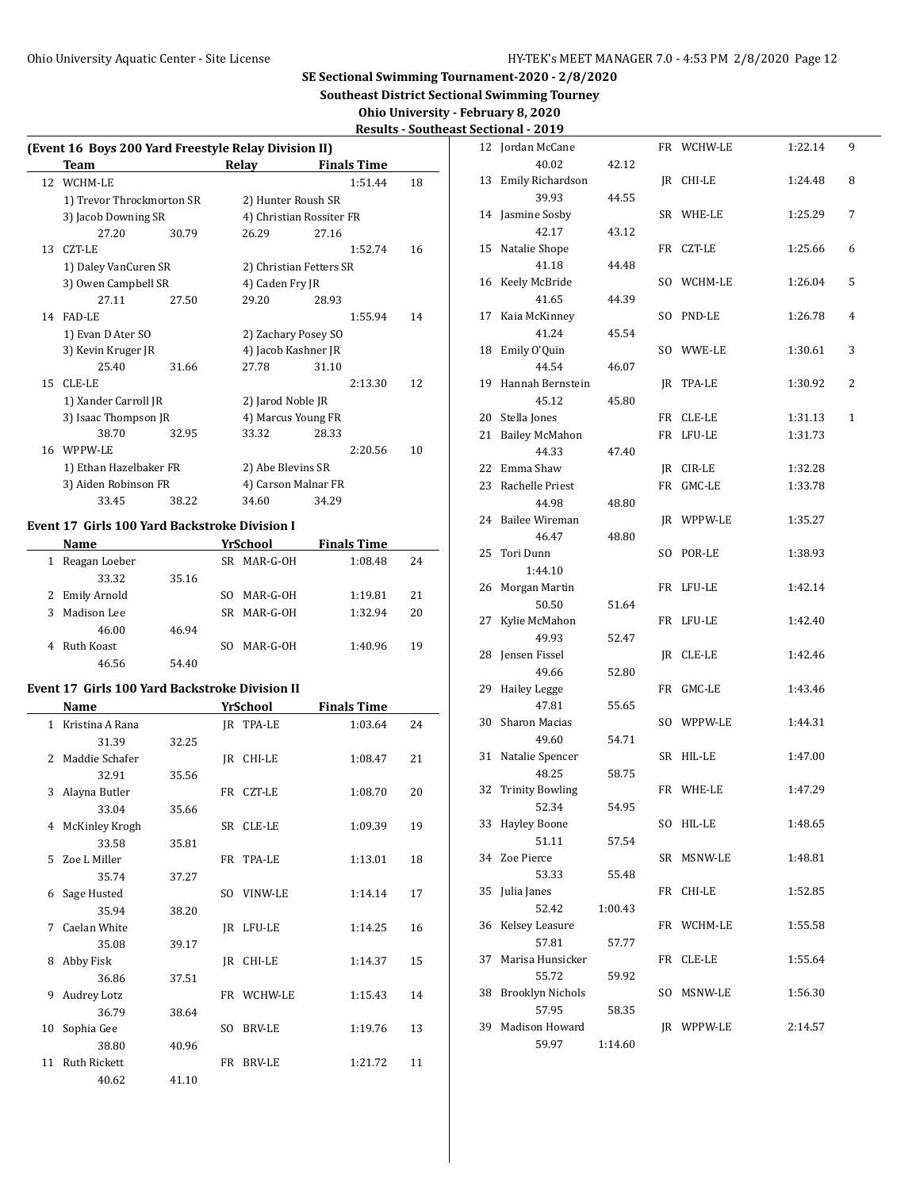# SE Sectional Swimming Tournament-2020 - 2/8/2020

## Southeast District Sectional Swimming Tourney

### Ohio University - February 8, 2020

### Results - Southeast Sectional - 2019

### (Event 16 Boys 200 Yard Freestyle Relay Division II)

| | Team | Relay | Finals Time | |
|---|---|---|---|---|
| 12 | WCHM-LE | | 1:51.44 | 18 |
| | 1) Trevor Throckmorton SR | 2) Hunter Roush SR | | |
| | 3) Jacob Downing SR | 4) Christian Rossiter FR | | |
| | 27.20 30.79 | 26.29 27.16 | | |
| 13 | CZT-LE | | 1:52.74 | 16 |
| | 1) Daley VanCuren SR | 2) Christian Fetters SR | | |
| | 3) Owen Campbell SR | 4) Caden Fry JR | | |
| | 27.11 27.50 | 29.20 28.93 | | |
| 14 | FAD-LE | | 1:55.94 | 14 |
| | 1) Evan D Ater SO | 2) Zachary Posey SO | | |
| | 3) Kevin Kruger JR | 4) Jacob Kashner JR | | |
| | 25.40 31.66 | 27.78 31.10 | | |
| 15 | CLE-LE | | 2:13.30 | 12 |
| | 1) Xander Carroll JR | 2) Jarod Noble JR | | |
| | 3) Isaac Thompson JR | 4) Marcus Young FR | | |
| | 38.70 32.95 | 33.32 28.33 | | |
| 16 | WPPW-LE | | 2:20.56 | 10 |
| | 1) Ethan Hazelbaker FR | 2) Abe Blevins SR | | |
| | 3) Aiden Robinson FR | 4) Carson Malnar FR | | |
| | 33.45 38.22 | 34.60 34.29 | | |

### Event 17 Girls 100 Yard Backstroke Division I

| | Name | Yr | School | Finals Time | |
|---|---|---|---|---|---|
| 1 | Reagan Loeber | SR | MAR-G-OH | 1:08.48 | 24 |
| | 33.32 35.16 | | | | |
| 2 | Emily Arnold | SO | MAR-G-OH | 1:19.81 | 21 |
| 3 | Madison Lee | SR | MAR-G-OH | 1:32.94 | 20 |
| | 46.00 46.94 | | | | |
| 4 | Ruth Koast | SO | MAR-G-OH | 1:40.96 | 19 |
| | 46.56 54.40 | | | | |

### Event 17 Girls 100 Yard Backstroke Division II

| | Name | Yr | School | Finals Time | |
|---|---|---|---|---|---|
| 1 | Kristina A Rana | JR | TPA-LE | 1:03.64 | 24 |
| | 31.39 32.25 | | | | |
| 2 | Maddie Schafer | JR | CHI-LE | 1:08.47 | 21 |
| | 32.91 35.56 | | | | |
| 3 | Alayna Butler | FR | CZT-LE | 1:08.70 | 20 |
| | 33.04 35.66 | | | | |
| 4 | McKinley Krogh | SR | CLE-LE | 1:09.39 | 19 |
| | 33.58 35.81 | | | | |
| 5 | Zoe L Miller | FR | TPA-LE | 1:13.01 | 18 |
| | 35.74 37.27 | | | | |
| 6 | Sage Husted | SO | VINW-LE | 1:14.14 | 17 |
| | 35.94 38.20 | | | | |
| 7 | Caelan White | JR | LFU-LE | 1:14.25 | 16 |
| | 35.08 39.17 | | | | |
| 8 | Abby Fisk | JR | CHI-LE | 1:14.37 | 15 |
| | 36.86 37.51 | | | | |
| 9 | Audrey Lotz | FR | WCHW-LE | 1:15.43 | 14 |
| | 36.79 38.64 | | | | |
| 10 | Sophia Gee | SO | BRV-LE | 1:19.76 | 13 |
| | 38.80 40.96 | | | | |
| 11 | Ruth Rickett | FR | BRV-LE | 1:21.72 | 11 |
| | 40.62 41.10 | | | | |
| 12 | Jordan McCane | FR | WCHW-LE | 1:22.14 | 9 |
| | 40.02 42.12 | | | | |
| 13 | Emily Richardson | JR | CHI-LE | 1:24.48 | 8 |
| | 39.93 44.55 | | | | |
| 14 | Jasmine Sosby | SR | WHE-LE | 1:25.29 | 7 |
| | 42.17 43.12 | | | | |
| 15 | Natalie Shope | FR | CZT-LE | 1:25.66 | 6 |
| | 41.18 44.48 | | | | |
| 16 | Keely McBride | SO | WCHM-LE | 1:26.04 | 5 |
| | 41.65 44.39 | | | | |
| 17 | Kaia McKinney | SO | PND-LE | 1:26.78 | 4 |
| | 41.24 45.54 | | | | |
| 18 | Emily O'Quin | SO | WWE-LE | 1:30.61 | 3 |
| | 44.54 46.07 | | | | |
| 19 | Hannah Bernstein | JR | TPA-LE | 1:30.92 | 2 |
| | 45.12 45.80 | | | | |
| 20 | Stella Jones | FR | CLE-LE | 1:31.13 | 1 |
| 21 | Bailey McMahon | FR | LFU-LE | 1:31.73 | |
| | 44.33 47.40 | | | | |
| 22 | Emma Shaw | JR | CIR-LE | 1:32.28 | |
| 23 | Rachelle Priest | FR | GMC-LE | 1:33.78 | |
| | 44.98 48.80 | | | | |
| 24 | Bailee Wireman | JR | WPPW-LE | 1:35.27 | |
| | 46.47 48.80 | | | | |
| 25 | Tori Dunn | SO | POR-LE | 1:38.93 | |
| | 1:44.10 | | | | |
| 26 | Morgan Martin | FR | LFU-LE | 1:42.14 | |
| | 50.50 51.64 | | | | |
| 27 | Kylie McMahon | FR | LFU-LE | 1:42.40 | |
| | 49.93 52.47 | | | | |
| 28 | Jensen Fissel | JR | CLE-LE | 1:42.46 | |
| | 49.66 52.80 | | | | |
| 29 | Hailey Legge | FR | GMC-LE | 1:43.46 | |
| | 47.81 55.65 | | | | |
| 30 | Sharon Macias | SO | WPPW-LE | 1:44.31 | |
| | 49.60 54.71 | | | | |
| 31 | Natalie Spencer | SR | HIL-LE | 1:47.00 | |
| | 48.25 58.75 | | | | |
| 32 | Trinity Bowling | FR | WHE-LE | 1:47.29 | |
| | 52.34 54.95 | | | | |
| 33 | Hayley Boone | SO | HIL-LE | 1:48.65 | |
| | 51.11 57.54 | | | | |
| 34 | Zoe Pierce | SR | MSNW-LE | 1:48.81 | |
| | 53.33 55.48 | | | | |
| 35 | Julia Janes | FR | CHI-LE | 1:52.85 | |
| | 52.42 1:00.43 | | | | |
| 36 | Kelsey Leasure | FR | WCHM-LE | 1:55.58 | |
| | 57.81 57.77 | | | | |
| 37 | Marisa Hunsicker | FR | CLE-LE | 1:55.64 | |
| | 55.72 59.92 | | | | |
| 38 | Brooklyn Nichols | SO | MSNW-LE | 1:56.30 | |
| | 57.95 58.35 | | | | |
| 39 | Madison Howard | JR | WPPW-LE | 2:14.57 | |
| | 59.97 1:14.60 | | | | |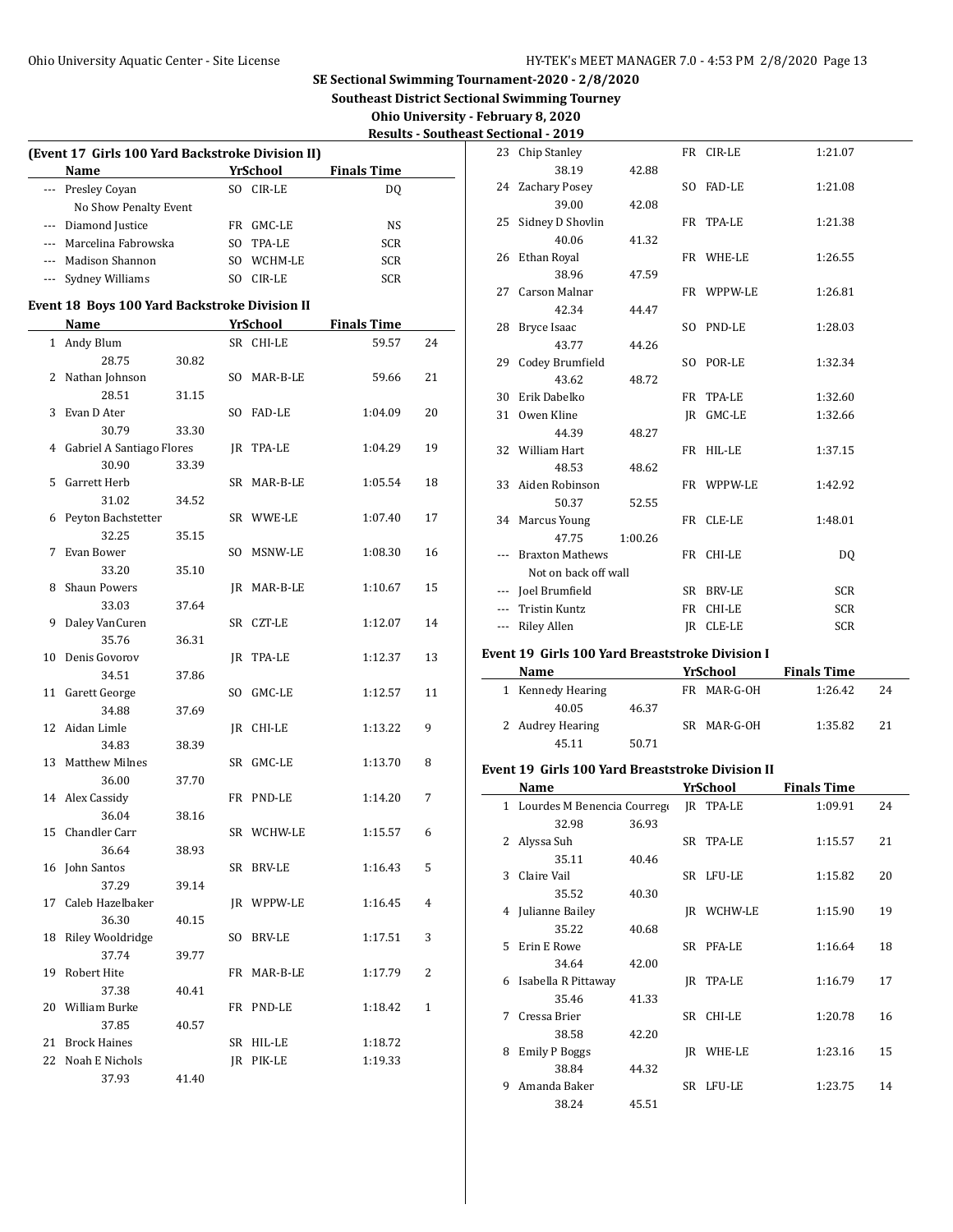# SE Sectional Swimming Tournament-2020 - 2/8/2020

**Southeast District Sectional Swimming Tourney**

**Ohio University - February 8, 2020**

**Results - Southeast Sectional - 2019**

## (Event 17 Girls 100 Yard Backstroke Division II)

| | Name | | YrSchool | Finals Time | |
|---|---|---|---|---|---|
| --- | Presley Coyan | | SO CIR-LE | DQ | |
| | No Show Penalty Event | | | | |
| --- | Diamond Justice | | FR GMC-LE | NS | |
| --- | Marcelina Fabrowska | | SO TPA-LE | SCR | |
| --- | Madison Shannon | | SO WCHM-LE | SCR | |
| --- | Sydney Williams | | SO CIR-LE | SCR | |

## Event 18 Boys 100 Yard Backstroke Division II

| | Name | | YrSchool | Finals Time | |
|---|---|---|---|---|---|
| 1 | Andy Blum | | SR CHI-LE | 59.57 | 24 |
| | 28.75 | 30.82 | | | |
| 2 | Nathan Johnson | | SO MAR-B-LE | 59.66 | 21 |
| | 28.51 | 31.15 | | | |
| 3 | Evan D Ater | | SO FAD-LE | 1:04.09 | 20 |
| | 30.79 | 33.30 | | | |
| 4 | Gabriel A Santiago Flores | | JR TPA-LE | 1:04.29 | 19 |
| | 30.90 | 33.39 | | | |
| 5 | Garrett Herb | | SR MAR-B-LE | 1:05.54 | 18 |
| | 31.02 | 34.52 | | | |
| 6 | Peyton Bachstetter | | SR WWE-LE | 1:07.40 | 17 |
| | 32.25 | 35.15 | | | |
| 7 | Evan Bower | | SO MSNW-LE | 1:08.30 | 16 |
| | 33.20 | 35.10 | | | |
| 8 | Shaun Powers | | JR MAR-B-LE | 1:10.67 | 15 |
| | 33.03 | 37.64 | | | |
| 9 | Daley VanCuren | | SR CZT-LE | 1:12.07 | 14 |
| | 35.76 | 36.31 | | | |
| 10 | Denis Govorov | | JR TPA-LE | 1:12.37 | 13 |
| | 34.51 | 37.86 | | | |
| 11 | Garett George | | SO GMC-LE | 1:12.57 | 11 |
| | 34.88 | 37.69 | | | |
| 12 | Aidan Limle | | JR CHI-LE | 1:13.22 | 9 |
| | 34.83 | 38.39 | | | |
| 13 | Matthew Milnes | | SR GMC-LE | 1:13.70 | 8 |
| | 36.00 | 37.70 | | | |
| 14 | Alex Cassidy | | FR PND-LE | 1:14.20 | 7 |
| | 36.04 | 38.16 | | | |
| 15 | Chandler Carr | | SR WCHW-LE | 1:15.57 | 6 |
| | 36.64 | 38.93 | | | |
| 16 | John Santos | | SR BRV-LE | 1:16.43 | 5 |
| | 37.29 | 39.14 | | | |
| 17 | Caleb Hazelbaker | | JR WPPW-LE | 1:16.45 | 4 |
| | 36.30 | 40.15 | | | |
| 18 | Riley Wooldridge | | SO BRV-LE | 1:17.51 | 3 |
| | 37.74 | 39.77 | | | |
| 19 | Robert Hite | | FR MAR-B-LE | 1:17.79 | 2 |
| | 37.38 | 40.41 | | | |
| 20 | William Burke | | FR PND-LE | 1:18.42 | 1 |
| | 37.85 | 40.57 | | | |
| 21 | Brock Haines | | SR HIL-LE | 1:18.72 | |
| 22 | Noah E Nichols | | JR PIK-LE | 1:19.33 | |
| | 37.93 | 41.40 | | | |
| 23 | Chip Stanley | | FR CIR-LE | 1:21.07 | |
| | 38.19 | 42.88 | | | |
| 24 | Zachary Posey | | SO FAD-LE | 1:21.08 | |
| | 39.00 | 42.08 | | | |
| 25 | Sidney D Shovlin | | FR TPA-LE | 1:21.38 | |
| | 40.06 | 41.32 | | | |
| 26 | Ethan Royal | | FR WHE-LE | 1:26.55 | |
| | 38.96 | 47.59 | | | |
| 27 | Carson Malnar | | FR WPPW-LE | 1:26.81 | |
| | 42.34 | 44.47 | | | |
| 28 | Bryce Isaac | | SO PND-LE | 1:28.03 | |
| | 43.77 | 44.26 | | | |
| 29 | Codey Brumfield | | SO POR-LE | 1:32.34 | |
| | 43.62 | 48.72 | | | |
| 30 | Erik Dabelko | | FR TPA-LE | 1:32.60 | |
| 31 | Owen Kline | | JR GMC-LE | 1:32.66 | |
| | 44.39 | 48.27 | | | |
| 32 | William Hart | | FR HIL-LE | 1:37.15 | |
| | 48.53 | 48.62 | | | |
| 33 | Aiden Robinson | | FR WPPW-LE | 1:42.92 | |
| | 50.37 | 52.55 | | | |
| 34 | Marcus Young | | FR CLE-LE | 1:48.01 | |
| | 47.75 | 1:00.26 | | | |
| --- | Braxton Mathews | | FR CHI-LE | DQ | |
| | Not on back off wall | | | | |
| --- | Joel Brumfield | | SR BRV-LE | SCR | |
| --- | Tristin Kuntz | | FR CHI-LE | SCR | |
| --- | Riley Allen | | JR CLE-LE | SCR | |

## Event 19 Girls 100 Yard Breaststroke Division I

| | Name | | YrSchool | Finals Time | |
|---|---|---|---|---|---|
| 1 | Kennedy Hearing | | FR MAR-G-OH | 1:26.42 | 24 |
| | 40.05 | 46.37 | | | |
| 2 | Audrey Hearing | | SR MAR-G-OH | 1:35.82 | 21 |
| | 45.11 | 50.71 | | | |

## Event 19 Girls 100 Yard Breaststroke Division II

| | Name | | YrSchool | Finals Time | |
|---|---|---|---|---|---|
| 1 | Lourdes M Benencia Courrege | | JR TPA-LE | 1:09.91 | 24 |
| | 32.98 | 36.93 | | | |
| 2 | Alyssa Suh | | SR TPA-LE | 1:15.57 | 21 |
| | 35.11 | 40.46 | | | |
| 3 | Claire Vail | | SR LFU-LE | 1:15.82 | 20 |
| | 35.52 | 40.30 | | | |
| 4 | Julianne Bailey | | JR WCHW-LE | 1:15.90 | 19 |
| | 35.22 | 40.68 | | | |
| 5 | Erin E Rowe | | SR PFA-LE | 1:16.64 | 18 |
| | 34.64 | 42.00 | | | |
| 6 | Isabella R Pittaway | | JR TPA-LE | 1:16.79 | 17 |
| | 35.46 | 41.33 | | | |
| 7 | Cressa Brier | | SR CHI-LE | 1:20.78 | 16 |
| | 38.58 | 42.20 | | | |
| 8 | Emily P Boggs | | JR WHE-LE | 1:23.16 | 15 |
| | 38.84 | 44.32 | | | |
| 9 | Amanda Baker | | SR LFU-LE | 1:23.75 | 14 |
| | 38.24 | 45.51 | | | |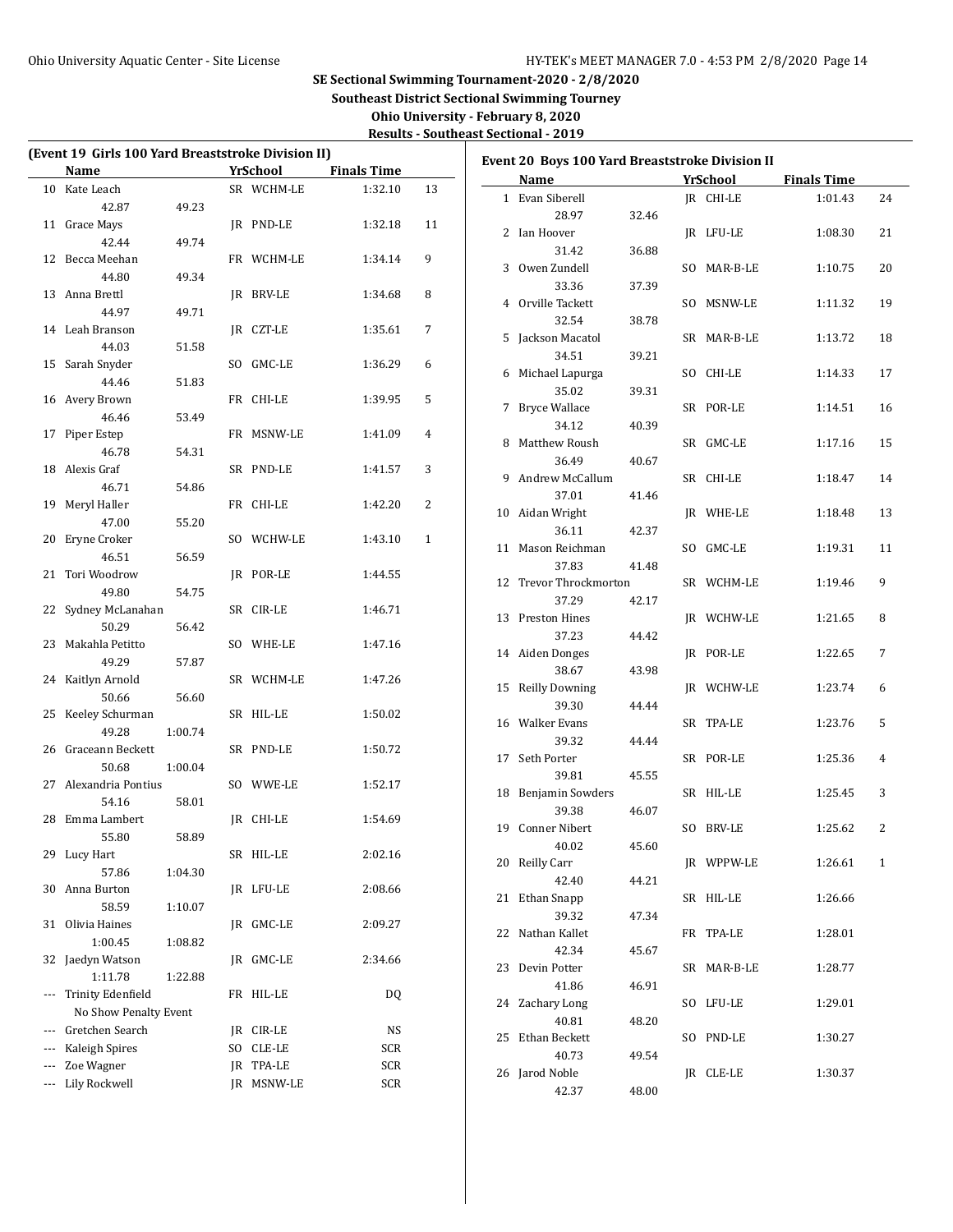## SE Sectional Swimming Tournament-2020 - 2/8/2020

### Southeast District Sectional Swimming Tourney

### Ohio University - February 8, 2020

### Results - Southeast Sectional - 2019

**(Event 19 Girls 100 Yard Breaststroke Division II)**

| | Name | Yr | School | Finals Time | Points |
|---|---|---|---|---|---|
| 10 | Kate Leach | SR | WCHM-LE | 1:32.10 | 13 |
| | 42.87 | 49.23 | | | |
| 11 | Grace Mays | JR | PND-LE | 1:32.18 | 11 |
| | 42.44 | 49.74 | | | |
| 12 | Becca Meehan | FR | WCHM-LE | 1:34.14 | 9 |
| | 44.80 | 49.34 | | | |
| 13 | Anna Brettl | JR | BRV-LE | 1:34.68 | 8 |
| | 44.97 | 49.71 | | | |
| 14 | Leah Branson | JR | CZT-LE | 1:35.61 | 7 |
| | 44.03 | 51.58 | | | |
| 15 | Sarah Snyder | SO | GMC-LE | 1:36.29 | 6 |
| | 44.46 | 51.83 | | | |
| 16 | Avery Brown | FR | CHI-LE | 1:39.95 | 5 |
| | 46.46 | 53.49 | | | |
| 17 | Piper Estep | FR | MSNW-LE | 1:41.09 | 4 |
| | 46.78 | 54.31 | | | |
| 18 | Alexis Graf | SR | PND-LE | 1:41.57 | 3 |
| | 46.71 | 54.86 | | | |
| 19 | Meryl Haller | FR | CHI-LE | 1:42.20 | 2 |
| | 47.00 | 55.20 | | | |
| 20 | Eryne Croker | SO | WCHW-LE | 1:43.10 | 1 |
| | 46.51 | 56.59 | | | |
| 21 | Tori Woodrow | JR | POR-LE | 1:44.55 | |
| | 49.80 | 54.75 | | | |
| 22 | Sydney McLanahan | SR | CIR-LE | 1:46.71 | |
| | 50.29 | 56.42 | | | |
| 23 | Makahla Petitto | SO | WHE-LE | 1:47.16 | |
| | 49.29 | 57.87 | | | |
| 24 | Kaitlyn Arnold | SR | WCHM-LE | 1:47.26 | |
| | 50.66 | 56.60 | | | |
| 25 | Keeley Schurman | SR | HIL-LE | 1:50.02 | |
| | 49.28 | 1:00.74 | | | |
| 26 | Graceann Beckett | SR | PND-LE | 1:50.72 | |
| | 50.68 | 1:00.04 | | | |
| 27 | Alexandria Pontius | SO | WWE-LE | 1:52.17 | |
| | 54.16 | 58.01 | | | |
| 28 | Emma Lambert | JR | CHI-LE | 1:54.69 | |
| | 55.80 | 58.89 | | | |
| 29 | Lucy Hart | SR | HIL-LE | 2:02.16 | |
| | 57.86 | 1:04.30 | | | |
| 30 | Anna Burton | JR | LFU-LE | 2:08.66 | |
| | 58.59 | 1:10.07 | | | |
| 31 | Olivia Haines | JR | GMC-LE | 2:09.27 | |
| | 1:00.45 | 1:08.82 | | | |
| 32 | Jaedyn Watson | JR | GMC-LE | 2:34.66 | |
| | 1:11.78 | 1:22.88 | | | |
| --- | Trinity Edenfield | FR | HIL-LE | DQ | |
| | No Show Penalty Event | | | | |
| --- | Gretchen Search | JR | CIR-LE | NS | |
| --- | Kaleigh Spires | SO | CLE-LE | SCR | |
| --- | Zoe Wagner | JR | TPA-LE | SCR | |
| --- | Lily Rockwell | JR | MSNW-LE | SCR | |

**Event 20 Boys 100 Yard Breaststroke Division II**

| | Name | Yr | School | Finals Time | Points |
|---|---|---|---|---|---|
| 1 | Evan Siberell | JR | CHI-LE | 1:01.43 | 24 |
| | 28.97 | 32.46 | | | |
| 2 | Ian Hoover | JR | LFU-LE | 1:08.30 | 21 |
| | 31.42 | 36.88 | | | |
| 3 | Owen Zundell | SO | MAR-B-LE | 1:10.75 | 20 |
| | 33.36 | 37.39 | | | |
| 4 | Orville Tackett | SO | MSNW-LE | 1:11.32 | 19 |
| | 32.54 | 38.78 | | | |
| 5 | Jackson Macatol | SR | MAR-B-LE | 1:13.72 | 18 |
| | 34.51 | 39.21 | | | |
| 6 | Michael Lapurga | SO | CHI-LE | 1:14.33 | 17 |
| | 35.02 | 39.31 | | | |
| 7 | Bryce Wallace | SR | POR-LE | 1:14.51 | 16 |
| | 34.12 | 40.39 | | | |
| 8 | Matthew Roush | SR | GMC-LE | 1:17.16 | 15 |
| | 36.49 | 40.67 | | | |
| 9 | Andrew McCallum | SR | CHI-LE | 1:18.47 | 14 |
| | 37.01 | 41.46 | | | |
| 10 | Aidan Wright | JR | WHE-LE | 1:18.48 | 13 |
| | 36.11 | 42.37 | | | |
| 11 | Mason Reichman | SO | GMC-LE | 1:19.31 | 11 |
| | 37.83 | 41.48 | | | |
| 12 | Trevor Throckmorton | SR | WCHM-LE | 1:19.46 | 9 |
| | 37.29 | 42.17 | | | |
| 13 | Preston Hines | JR | WCHW-LE | 1:21.65 | 8 |
| | 37.23 | 44.42 | | | |
| 14 | Aiden Donges | JR | POR-LE | 1:22.65 | 7 |
| | 38.67 | 43.98 | | | |
| 15 | Reilly Downing | JR | WCHW-LE | 1:23.74 | 6 |
| | 39.30 | 44.44 | | | |
| 16 | Walker Evans | SR | TPA-LE | 1:23.76 | 5 |
| | 39.32 | 44.44 | | | |
| 17 | Seth Porter | SR | POR-LE | 1:25.36 | 4 |
| | 39.81 | 45.55 | | | |
| 18 | Benjamin Sowders | SR | HIL-LE | 1:25.45 | 3 |
| | 39.38 | 46.07 | | | |
| 19 | Conner Nibert | SO | BRV-LE | 1:25.62 | 2 |
| | 40.02 | 45.60 | | | |
| 20 | Reilly Carr | JR | WPPW-LE | 1:26.61 | 1 |
| | 42.40 | 44.21 | | | |
| 21 | Ethan Snapp | SR | HIL-LE | 1:26.66 | |
| | 39.32 | 47.34 | | | |
| 22 | Nathan Kallet | FR | TPA-LE | 1:28.01 | |
| | 42.34 | 45.67 | | | |
| 23 | Devin Potter | SR | MAR-B-LE | 1:28.77 | |
| | 41.86 | 46.91 | | | |
| 24 | Zachary Long | SO | LFU-LE | 1:29.01 | |
| | 40.81 | 48.20 | | | |
| 25 | Ethan Beckett | SO | PND-LE | 1:30.27 | |
| | 40.73 | 49.54 | | | |
| 26 | Jarod Noble | JR | CLE-LE | 1:30.37 | |
| | 42.37 | 48.00 | | | |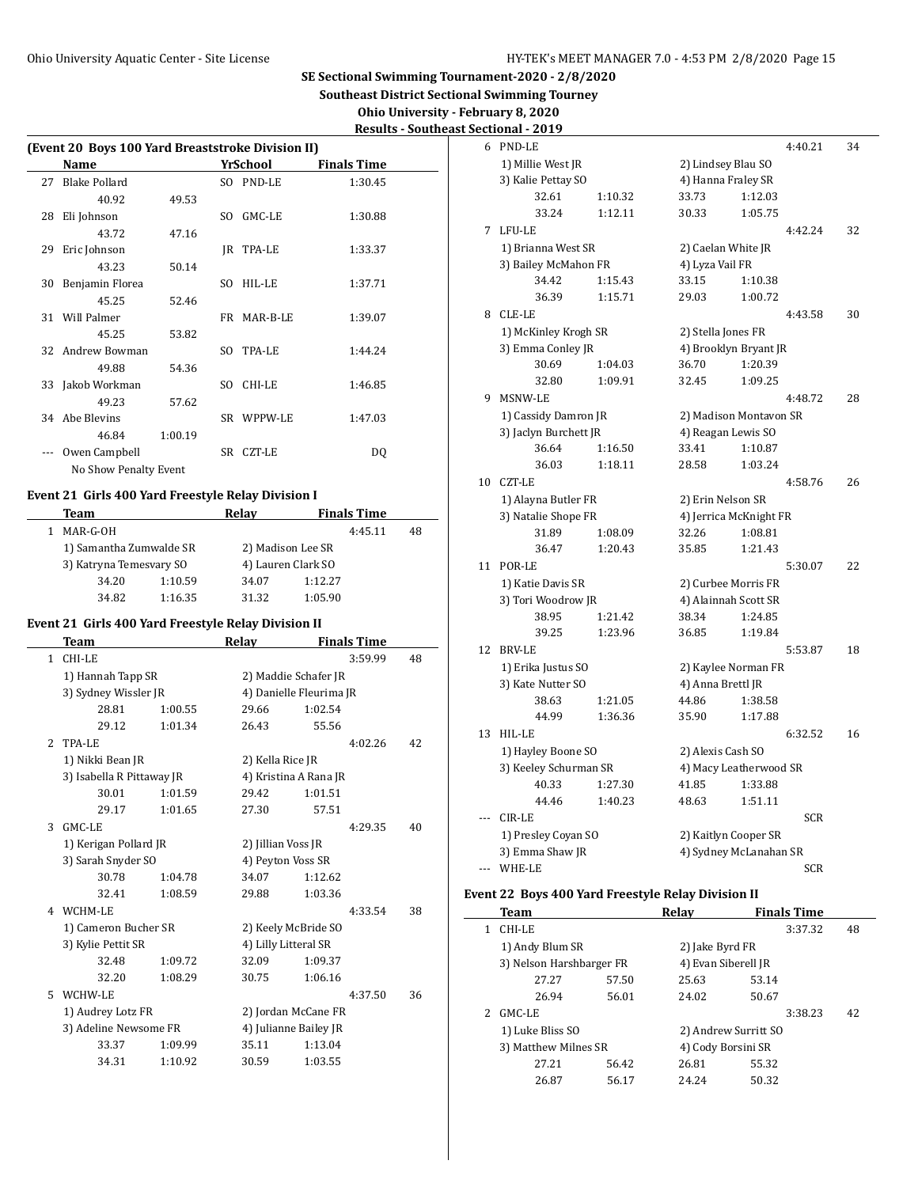## SE Sectional Swimming Tournament-2020 - 2/8/2020

**Southeast District Sectional Swimming Tourney**

**Ohio University - February 8, 2020**

**Results - Southeast Sectional - 2019**

### (Event 20 Boys 100 Yard Breaststroke Division II)

| | Name | Yr | School | Finals Time |
|---|---|---|---|---|
| 27 | Blake Pollard | SO | PND-LE | 1:30.45 |
| | 40.92 49.53 | | | |
| 28 | Eli Johnson | SO | GMC-LE | 1:30.88 |
| | 43.72 47.16 | | | |
| 29 | Eric Johnson | JR | TPA-LE | 1:33.37 |
| | 43.23 50.14 | | | |
| 30 | Benjamin Florea | SO | HIL-LE | 1:37.71 |
| | 45.25 52.46 | | | |
| 31 | Will Palmer | FR | MAR-B-LE | 1:39.07 |
| | 45.25 53.82 | | | |
| 32 | Andrew Bowman | SO | TPA-LE | 1:44.24 |
| | 49.88 54.36 | | | |
| 33 | Jakob Workman | SO | CHI-LE | 1:46.85 |
| | 49.23 57.62 | | | |
| 34 | Abe Blevins | SR | WPPW-LE | 1:47.03 |
| | 46.84 1:00.19 | | | |
| --- | Owen Campbell | SR | CZT-LE | DQ |
| | No Show Penalty Event | | | |

### Event 21 Girls 400 Yard Freestyle Relay Division I

| | Team | Relay | Finals Time | |
|---|---|---|---|---|
| 1 | MAR-G-OH | | 4:45.11 | 48 |
| | 1) Samantha Zumwalde SR | 2) Madison Lee SR | | |
| | 3) Katryna Temesvary SO | 4) Lauren Clark SO | | |
| | 34.20 1:10.59 | 34.07 1:12.27 | | |
| | 34.82 1:16.35 | 31.32 1:05.90 | | |

### Event 21 Girls 400 Yard Freestyle Relay Division II

| | Team | Relay | Finals Time | |
|---|---|---|---|---|
| 1 | CHI-LE | | 3:59.99 | 48 |
| | 1) Hannah Tapp SR | 2) Maddie Schafer JR | | |
| | 3) Sydney Wissler JR | 4) Danielle Fleurima JR | | |
| | 28.81 1:00.55 | 29.66 1:02.54 | | |
| | 29.12 1:01.34 | 26.43 55.56 | | |
| 2 | TPA-LE | | 4:02.26 | 42 |
| | 1) Nikki Bean JR | 2) Kella Rice JR | | |
| | 3) Isabella R Pittaway JR | 4) Kristina A Rana JR | | |
| | 30.01 1:01.59 | 29.42 1:01.51 | | |
| | 29.17 1:01.65 | 27.30 57.51 | | |
| 3 | GMC-LE | | 4:29.35 | 40 |
| | 1) Kerigan Pollard JR | 2) Jillian Voss JR | | |
| | 3) Sarah Snyder SO | 4) Peyton Voss SR | | |
| | 30.78 1:04.78 | 34.07 1:12.62 | | |
| | 32.41 1:08.59 | 29.88 1:03.36 | | |
| 4 | WCHM-LE | | 4:33.54 | 38 |
| | 1) Cameron Bucher SR | 2) Keely McBride SO | | |
| | 3) Kylie Pettit SR | 4) Lilly Litteral SR | | |
| | 32.48 1:09.72 | 32.09 1:09.37 | | |
| | 32.20 1:08.29 | 30.75 1:06.16 | | |
| 5 | WCHW-LE | | 4:37.50 | 36 |
| | 1) Audrey Lotz FR | 2) Jordan McCane FR | | |
| | 3) Adeline Newsome FR | 4) Julianne Bailey JR | | |
| | 33.37 1:09.99 | 35.11 1:13.04 | | |
| | 34.31 1:10.92 | 30.59 1:03.55 | | |
| 6 | PND-LE | | 4:40.21 | 34 |
| | 1) Millie West JR | 2) Lindsey Blau SO | | |
| | 3) Kalie Pettay SO | 4) Hanna Fraley SR | | |
| | 32.61 1:10.32 | 33.73 1:12.03 | | |
| | 33.24 1:12.11 | 30.33 1:05.75 | | |
| 7 | LFU-LE | | 4:42.24 | 32 |
| | 1) Brianna West SR | 2) Caelan White JR | | |
| | 3) Bailey McMahon FR | 4) Lyza Vail FR | | |
| | 34.42 1:15.43 | 33.15 1:10.38 | | |
| | 36.39 1:15.71 | 29.03 1:00.72 | | |
| 8 | CLE-LE | | 4:43.58 | 30 |
| | 1) McKinley Krogh SR | 2) Stella Jones FR | | |
| | 3) Emma Conley JR | 4) Brooklyn Bryant JR | | |
| | 30.69 1:04.03 | 36.70 1:20.39 | | |
| | 32.80 1:09.91 | 32.45 1:09.25 | | |
| 9 | MSNW-LE | | 4:48.72 | 28 |
| | 1) Cassidy Damron JR | 2) Madison Montavon SR | | |
| | 3) Jaclyn Burchett JR | 4) Reagan Lewis SO | | |
| | 36.64 1:16.50 | 33.41 1:10.87 | | |
| | 36.03 1:18.11 | 28.58 1:03.24 | | |
| 10 | CZT-LE | | 4:58.76 | 26 |
| | 1) Alayna Butler FR | 2) Erin Nelson SR | | |
| | 3) Natalie Shope FR | 4) Jerrica McKnight FR | | |
| | 31.89 1:08.09 | 32.26 1:08.81 | | |
| | 36.47 1:20.43 | 35.85 1:21.43 | | |
| 11 | POR-LE | | 5:30.07 | 22 |
| | 1) Katie Davis SR | 2) Curbee Morris FR | | |
| | 3) Tori Woodrow JR | 4) Alainnah Scott SR | | |
| | 38.95 1:21.42 | 38.34 1:24.85 | | |
| | 39.25 1:23.96 | 36.85 1:19.84 | | |
| 12 | BRV-LE | | 5:53.87 | 18 |
| | 1) Erika Justus SO | 2) Kaylee Norman FR | | |
| | 3) Kate Nutter SO | 4) Anna Brettl JR | | |
| | 38.63 1:21.05 | 44.86 1:38.58 | | |
| | 44.99 1:36.36 | 35.90 1:17.88 | | |
| 13 | HIL-LE | | 6:32.52 | 16 |
| | 1) Hayley Boone SO | 2) Alexis Cash SO | | |
| | 3) Keeley Schurman SR | 4) Macy Leatherwood SR | | |
| | 40.33 1:27.30 | 41.85 1:33.88 | | |
| | 44.46 1:40.23 | 48.63 1:51.11 | | |
| --- | CIR-LE | | SCR | |
| | 1) Presley Coyan SO | 2) Kaitlyn Cooper SR | | |
| | 3) Emma Shaw JR | 4) Sydney McLanahan SR | | |
| --- | WHE-LE | | SCR | |

### Event 22 Boys 400 Yard Freestyle Relay Division II

| | Team | Relay | Finals Time | |
|---|---|---|---|---|
| 1 | CHI-LE | | 3:37.32 | 48 |
| | 1) Andy Blum SR | 2) Jake Byrd FR | | |
| | 3) Nelson Harshbarger FR | 4) Evan Siberell JR | | |
| | 27.27 57.50 | 25.63 53.14 | | |
| | 26.94 56.01 | 24.02 50.67 | | |
| 2 | GMC-LE | | 3:38.23 | 42 |
| | 1) Luke Bliss SO | 2) Andrew Surritt SO | | |
| | 3) Matthew Milnes SR | 4) Cody Borsini SR | | |
| | 27.21 56.42 | 26.81 55.32 | | |
| | 26.87 56.17 | 24.24 50.32 | | |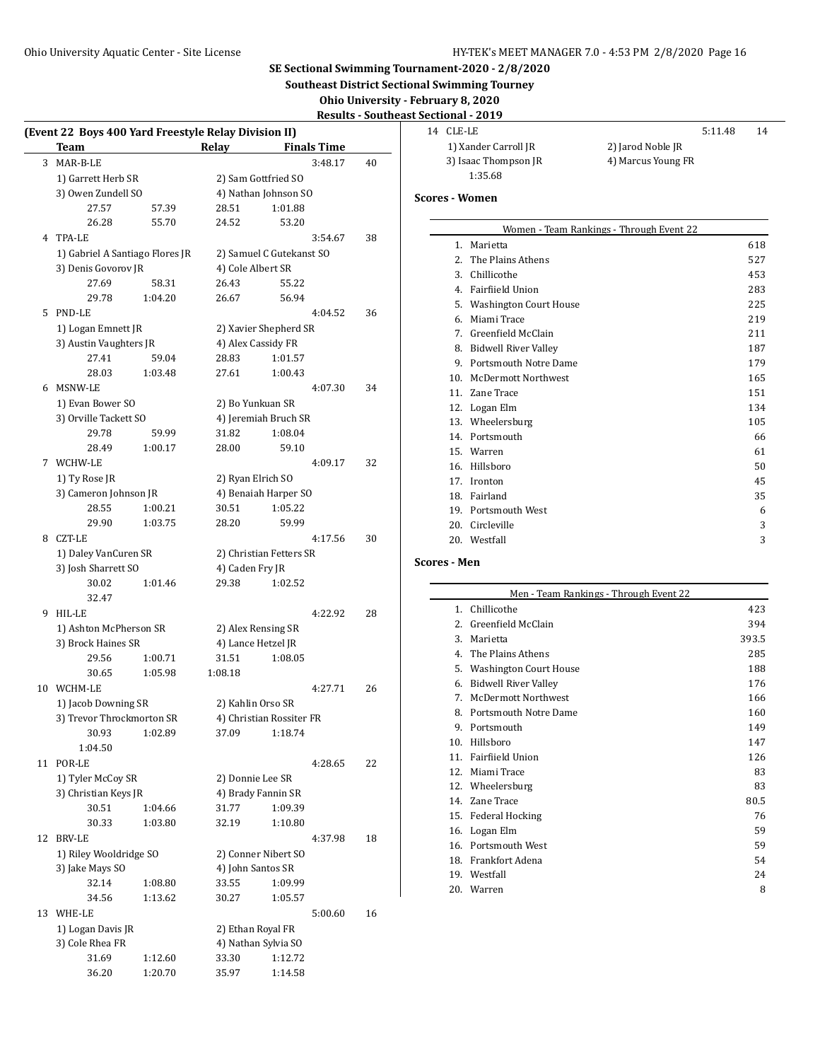# SE Sectional Swimming Tournament-2020 - 2/8/2020

## Southeast District Sectional Swimming Tourney

### Ohio University - February 8, 2020

### Results - Southeast Sectional - 2019

**(Event 22 Boys 400 Yard Freestyle Relay Division II)**

| | Team | Relay | Finals Time | |
|---|---|---|---|---|
| 3 | MAR-B-LE | | 3:48.17 | 40 |

1) Garrett Herb SR, 2) Sam Gottfried SO, 3) Owen Zundell SO, 4) Nathan Johnson SO
27.57  57.39  28.51  1:01.88  26.28  55.70  24.52  53.20

| | Team | Relay | Finals Time | |
|---|---|---|---|---|
| 4 | TPA-LE | | 3:54.67 | 38 |

1) Gabriel A Santiago Flores JR, 2) Samuel C Gutekanst SO, 3) Denis Govorov JR, 4) Cole Albert SR
27.69  58.31  26.43  55.22  29.78  1:04.20  26.67  56.94

| | Team | Relay | Finals Time | |
|---|---|---|---|---|
| 5 | PND-LE | | 4:04.52 | 36 |

1) Logan Emnett JR, 2) Xavier Shepherd SR, 3) Austin Vaughters JR, 4) Alex Cassidy FR
27.41  59.04  28.83  1:01.57  28.03  1:03.48  27.61  1:00.43

| | Team | Relay | Finals Time | |
|---|---|---|---|---|
| 6 | MSNW-LE | | 4:07.30 | 34 |

1) Evan Bower SO, 2) Bo Yunkuan SR, 3) Orville Tackett SO, 4) Jeremiah Bruch SR
29.78  59.99  31.82  1:08.04  28.49  1:00.17  28.00  59.10

| | Team | Relay | Finals Time | |
|---|---|---|---|---|
| 7 | WCHW-LE | | 4:09.17 | 32 |

1) Ty Rose JR, 2) Ryan Elrich SO, 3) Cameron Johnson JR, 4) Benaiah Harper SO
28.55  1:00.21  30.51  1:05.22  29.90  1:03.75  28.20  59.99

| | Team | Relay | Finals Time | |
|---|---|---|---|---|
| 8 | CZT-LE | | 4:17.56 | 30 |

1) Daley VanCuren SR, 2) Christian Fetters SR, 3) Josh Sharrett SO, 4) Caden Fry JR
30.02  1:01.46  29.38  1:02.52  32.47

| | Team | Relay | Finals Time | |
|---|---|---|---|---|
| 9 | HIL-LE | | 4:22.92 | 28 |

1) Ashton McPherson SR, 2) Alex Rensing SR, 3) Brock Haines SR, 4) Lance Hetzel JR
29.56  1:00.71  31.51  1:08.05  30.65  1:05.98  1:08.18

| | Team | Relay | Finals Time | |
|---|---|---|---|---|
| 10 | WCHM-LE | | 4:27.71 | 26 |

1) Jacob Downing SR, 2) Kahlin Orso SR, 3) Trevor Throckmorton SR, 4) Christian Rossiter FR
30.93  1:02.89  37.09  1:18.74  1:04.50

| | Team | Relay | Finals Time | |
|---|---|---|---|---|
| 11 | POR-LE | | 4:28.65 | 22 |

1) Tyler McCoy SR, 2) Donnie Lee SR, 3) Christian Keys JR, 4) Brady Fannin SR
30.51  1:04.66  31.77  1:09.39  30.33  1:03.80  32.19  1:10.80

| | Team | Relay | Finals Time | |
|---|---|---|---|---|
| 12 | BRV-LE | | 4:37.98 | 18 |

1) Riley Wooldridge SO, 2) Conner Nibert SO, 3) Jake Mays SO, 4) John Santos SR
32.14  1:08.80  33.55  1:09.99  34.56  1:13.62  30.27  1:05.57

| | Team | Relay | Finals Time | |
|---|---|---|---|---|
| 13 | WHE-LE | | 5:00.60 | 16 |

1) Logan Davis JR, 2) Ethan Royal FR, 3) Cole Rhea FR, 4) Nathan Sylvia SO
31.69  1:12.60  33.30  1:12.72  36.20  1:20.70  35.97  1:14.58

| | Team | Relay | Finals Time | |
|---|---|---|---|---|
| 14 | CLE-LE | | 5:11.48 | 14 |

1) Xander Carroll JR, 2) Jarod Noble JR, 3) Isaac Thompson JR, 4) Marcus Young FR
1:35.68

## Scores - Women

| Women - Team Rankings - Through Event 22 | | |
|---|---|---|
| 1. | Marietta | 618 |
| 2. | The Plains Athens | 527 |
| 3. | Chillicothe | 453 |
| 4. | Fairfiield Union | 283 |
| 5. | Washington Court House | 225 |
| 6. | Miami Trace | 219 |
| 7. | Greenfield McClain | 211 |
| 8. | Bidwell River Valley | 187 |
| 9. | Portsmouth Notre Dame | 179 |
| 10. | McDermott Northwest | 165 |
| 11. | Zane Trace | 151 |
| 12. | Logan Elm | 134 |
| 13. | Wheelersburg | 105 |
| 14. | Portsmouth | 66 |
| 15. | Warren | 61 |
| 16. | Hillsboro | 50 |
| 17. | Ironton | 45 |
| 18. | Fairland | 35 |
| 19. | Portsmouth West | 6 |
| 20. | Circleville | 3 |
| 20. | Westfall | 3 |

## Scores - Men

| Men - Team Rankings - Through Event 22 | | |
|---|---|---|
| 1. | Chillicothe | 423 |
| 2. | Greenfield McClain | 394 |
| 3. | Marietta | 393.5 |
| 4. | The Plains Athens | 285 |
| 5. | Washington Court House | 188 |
| 6. | Bidwell River Valley | 176 |
| 7. | McDermott Northwest | 166 |
| 8. | Portsmouth Notre Dame | 160 |
| 9. | Portsmouth | 149 |
| 10. | Hillsboro | 147 |
| 11. | Fairfiield Union | 126 |
| 12. | Miami Trace | 83 |
| 12. | Wheelersburg | 83 |
| 14. | Zane Trace | 80.5 |
| 15. | Federal Hocking | 76 |
| 16. | Logan Elm | 59 |
| 16. | Portsmouth West | 59 |
| 18. | Frankfort Adena | 54 |
| 19. | Westfall | 24 |
| 20. | Warren | 8 |